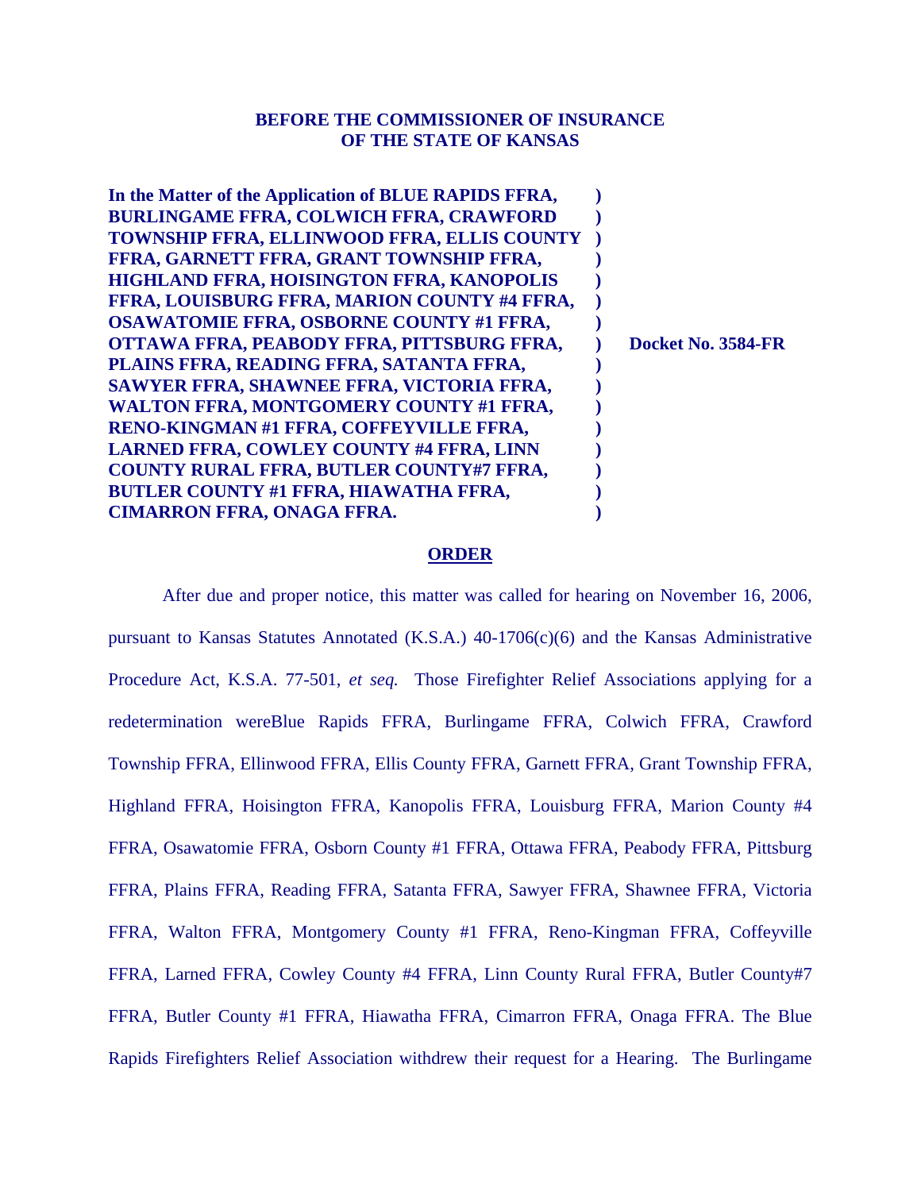**BEFORE THE COMMISSIONER OF INSURANCE**
**OF THE STATE OF KANSAS**

| | | |
|---|---|---|
| **In the Matter of the Application of BLUE RAPIDS FFRA, BURLINGAME FFRA, COLWICH FFRA, CRAWFORD TOWNSHIP FFRA, ELLINWOOD FFRA, ELLIS COUNTY FFRA, GARNETT FFRA, GRANT TOWNSHIP FFRA, HIGHLAND FFRA, HOISINGTON FFRA, KANOPOLIS FFRA, LOUISBURG FFRA, MARION COUNTY #4 FFRA, OSAWATOMIE FFRA, OSBORNE COUNTY #1 FFRA, OTTAWA FFRA, PEABODY FFRA, PITTSBURG FFRA, PLAINS FFRA, READING FFRA, SATANTA FFRA, SAWYER FFRA, SHAWNEE FFRA, VICTORIA FFRA, WALTON FFRA, MONTGOMERY COUNTY #1 FFRA, RENO-KINGMAN #1 FFRA, COFFEYVILLE FFRA, LARNED FFRA, COWLEY COUNTY #4 FFRA, LINN COUNTY RURAL FFRA, BUTLER COUNTY#7 FFRA, BUTLER COUNTY #1 FFRA, HIAWATHA FFRA, CIMARRON FFRA, ONAGA FFRA.** | ) | **Docket No. 3584-FR** |

**ORDER**

After due and proper notice, this matter was called for hearing on November 16, 2006, pursuant to Kansas Statutes Annotated (K.S.A.) 40-1706(c)(6) and the Kansas Administrative Procedure Act, K.S.A. 77-501, *et seq.* Those Firefighter Relief Associations applying for a redetermination wereBlue Rapids FFRA, Burlingame FFRA, Colwich FFRA, Crawford Township FFRA, Ellinwood FFRA, Ellis County FFRA, Garnett FFRA, Grant Township FFRA, Highland FFRA, Hoisington FFRA, Kanopolis FFRA, Louisburg FFRA, Marion County #4 FFRA, Osawatomie FFRA, Osborn County #1 FFRA, Ottawa FFRA, Peabody FFRA, Pittsburg FFRA, Plains FFRA, Reading FFRA, Satanta FFRA, Sawyer FFRA, Shawnee FFRA, Victoria FFRA, Walton FFRA, Montgomery County #1 FFRA, Reno-Kingman FFRA, Coffeyville FFRA, Larned FFRA, Cowley County #4 FFRA, Linn County Rural FFRA, Butler County#7 FFRA, Butler County #1 FFRA, Hiawatha FFRA, Cimarron FFRA, Onaga FFRA. The Blue Rapids Firefighters Relief Association withdrew their request for a Hearing. The Burlingame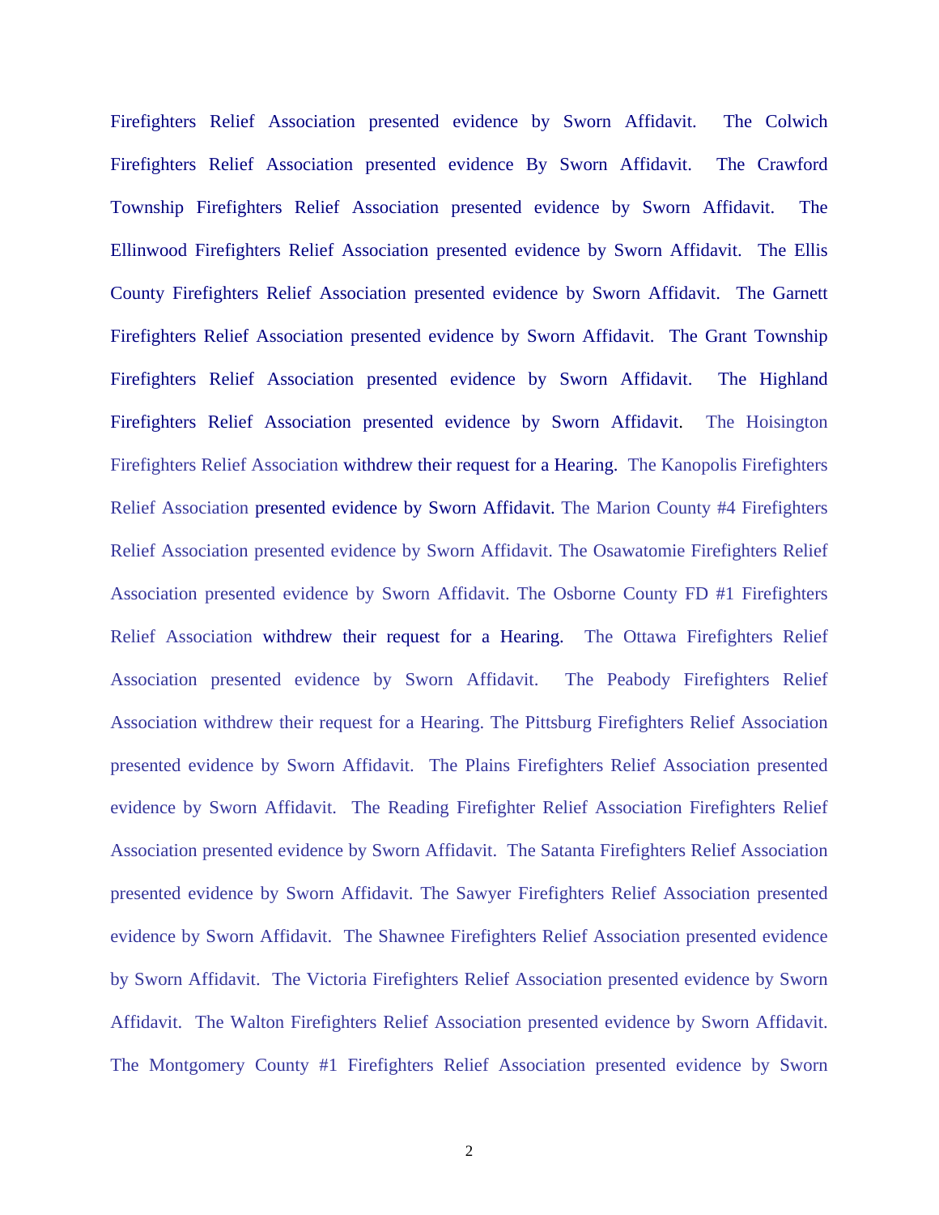Firefighters Relief Association presented evidence by Sworn Affidavit. The Colwich Firefighters Relief Association presented evidence By Sworn Affidavit. The Crawford Township Firefighters Relief Association presented evidence by Sworn Affidavit. The Ellinwood Firefighters Relief Association presented evidence by Sworn Affidavit. The Ellis County Firefighters Relief Association presented evidence by Sworn Affidavit. The Garnett Firefighters Relief Association presented evidence by Sworn Affidavit. The Grant Township Firefighters Relief Association presented evidence by Sworn Affidavit. The Highland Firefighters Relief Association presented evidence by Sworn Affidavit. The Hoisington Firefighters Relief Association withdrew their request for a Hearing. The Kanopolis Firefighters Relief Association presented evidence by Sworn Affidavit. The Marion County #4 Firefighters Relief Association presented evidence by Sworn Affidavit. The Osawatomie Firefighters Relief Association presented evidence by Sworn Affidavit. The Osborne County FD #1 Firefighters Relief Association withdrew their request for a Hearing. The Ottawa Firefighters Relief Association presented evidence by Sworn Affidavit. The Peabody Firefighters Relief Association withdrew their request for a Hearing. The Pittsburg Firefighters Relief Association presented evidence by Sworn Affidavit. The Plains Firefighters Relief Association presented evidence by Sworn Affidavit. The Reading Firefighter Relief Association Firefighters Relief Association presented evidence by Sworn Affidavit. The Satanta Firefighters Relief Association presented evidence by Sworn Affidavit. The Sawyer Firefighters Relief Association presented evidence by Sworn Affidavit. The Shawnee Firefighters Relief Association presented evidence by Sworn Affidavit. The Victoria Firefighters Relief Association presented evidence by Sworn Affidavit. The Walton Firefighters Relief Association presented evidence by Sworn Affidavit. The Montgomery County #1 Firefighters Relief Association presented evidence by Sworn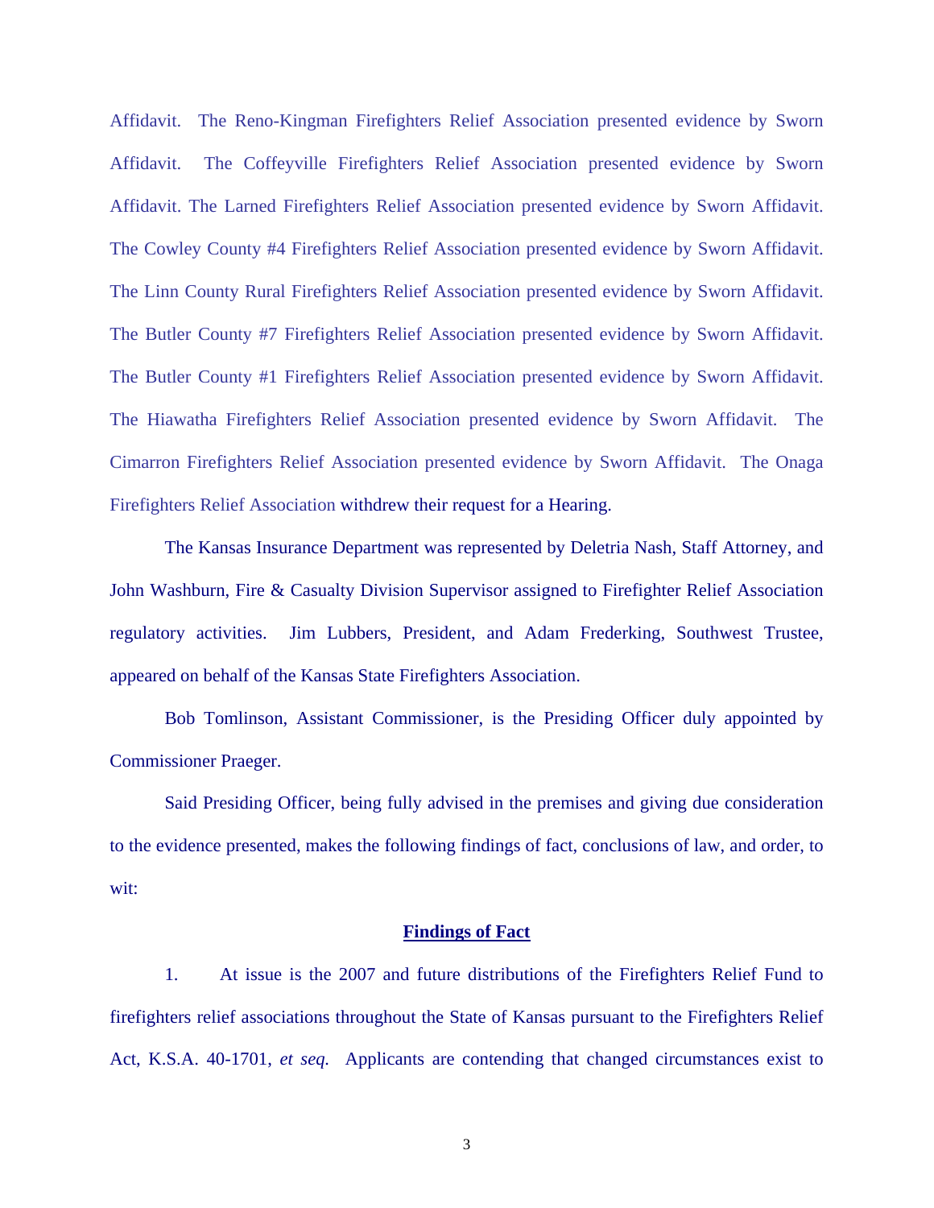Affidavit. The Reno-Kingman Firefighters Relief Association presented evidence by Sworn Affidavit. The Coffeyville Firefighters Relief Association presented evidence by Sworn Affidavit. The Larned Firefighters Relief Association presented evidence by Sworn Affidavit. The Cowley County #4 Firefighters Relief Association presented evidence by Sworn Affidavit. The Linn County Rural Firefighters Relief Association presented evidence by Sworn Affidavit. The Butler County #7 Firefighters Relief Association presented evidence by Sworn Affidavit. The Butler County #1 Firefighters Relief Association presented evidence by Sworn Affidavit. The Hiawatha Firefighters Relief Association presented evidence by Sworn Affidavit. The Cimarron Firefighters Relief Association presented evidence by Sworn Affidavit. The Onaga Firefighters Relief Association withdrew their request for a Hearing.

The Kansas Insurance Department was represented by Deletria Nash, Staff Attorney, and John Washburn, Fire & Casualty Division Supervisor assigned to Firefighter Relief Association regulatory activities. Jim Lubbers, President, and Adam Frederking, Southwest Trustee, appeared on behalf of the Kansas State Firefighters Association.

Bob Tomlinson, Assistant Commissioner, is the Presiding Officer duly appointed by Commissioner Praeger.

Said Presiding Officer, being fully advised in the premises and giving due consideration to the evidence presented, makes the following findings of fact, conclusions of law, and order, to wit:

## Findings of Fact

1. At issue is the 2007 and future distributions of the Firefighters Relief Fund to firefighters relief associations throughout the State of Kansas pursuant to the Firefighters Relief Act, K.S.A. 40-1701, *et seq.* Applicants are contending that changed circumstances exist to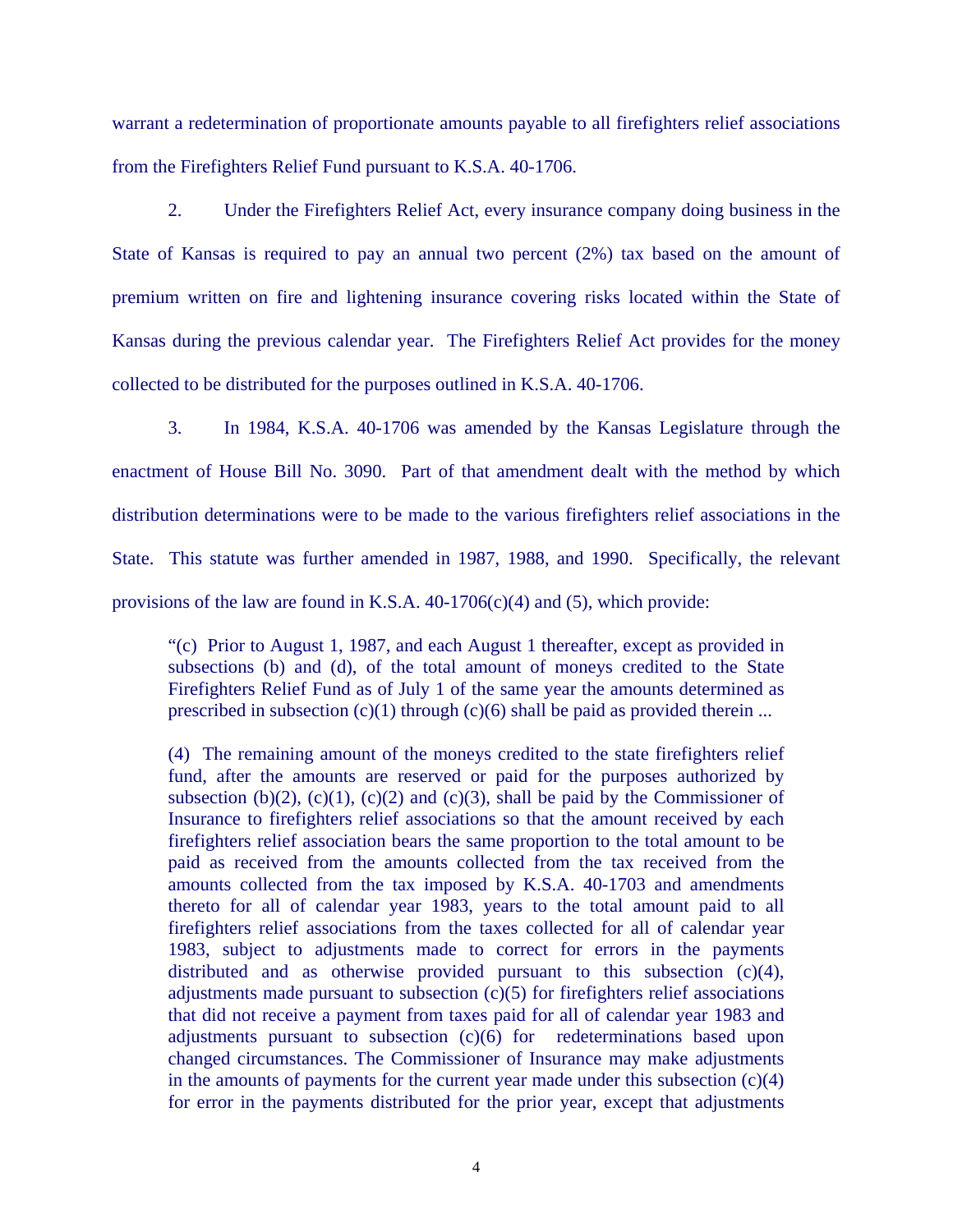warrant a redetermination of proportionate amounts payable to all firefighters relief associations from the Firefighters Relief Fund pursuant to K.S.A. 40-1706.

2. Under the Firefighters Relief Act, every insurance company doing business in the State of Kansas is required to pay an annual two percent (2%) tax based on the amount of premium written on fire and lightening insurance covering risks located within the State of Kansas during the previous calendar year. The Firefighters Relief Act provides for the money collected to be distributed for the purposes outlined in K.S.A. 40-1706.

3. In 1984, K.S.A. 40-1706 was amended by the Kansas Legislature through the enactment of House Bill No. 3090. Part of that amendment dealt with the method by which distribution determinations were to be made to the various firefighters relief associations in the State. This statute was further amended in 1987, 1988, and 1990. Specifically, the relevant provisions of the law are found in K.S.A. 40-1706(c)(4) and (5), which provide:

> "(c) Prior to August 1, 1987, and each August 1 thereafter, except as provided in subsections (b) and (d), of the total amount of moneys credited to the State Firefighters Relief Fund as of July 1 of the same year the amounts determined as prescribed in subsection (c)(1) through (c)(6) shall be paid as provided therein ...
>
> (4) The remaining amount of the moneys credited to the state firefighters relief fund, after the amounts are reserved or paid for the purposes authorized by subsection (b)(2), (c)(1), (c)(2) and (c)(3), shall be paid by the Commissioner of Insurance to firefighters relief associations so that the amount received by each firefighters relief association bears the same proportion to the total amount to be paid as received from the amounts collected from the tax received from the amounts collected from the tax imposed by K.S.A. 40-1703 and amendments thereto for all of calendar year 1983, years to the total amount paid to all firefighters relief associations from the taxes collected for all of calendar year 1983, subject to adjustments made to correct for errors in the payments distributed and as otherwise provided pursuant to this subsection (c)(4), adjustments made pursuant to subsection (c)(5) for firefighters relief associations that did not receive a payment from taxes paid for all of calendar year 1983 and adjustments pursuant to subsection (c)(6) for redeterminations based upon changed circumstances. The Commissioner of Insurance may make adjustments in the amounts of payments for the current year made under this subsection (c)(4) for error in the payments distributed for the prior year, except that adjustments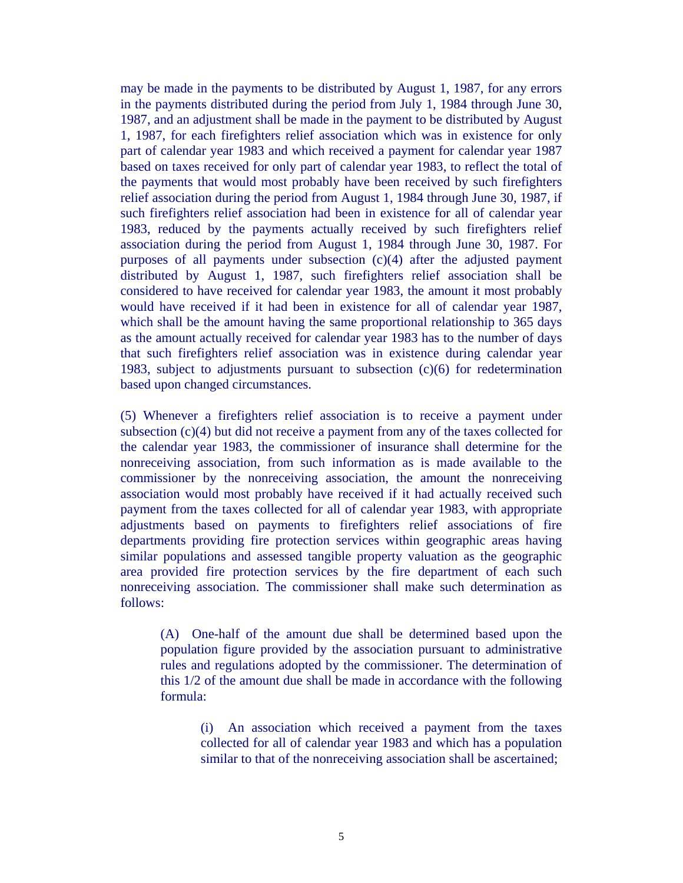may be made in the payments to be distributed by August 1, 1987, for any errors in the payments distributed during the period from July 1, 1984 through June 30, 1987, and an adjustment shall be made in the payment to be distributed by August 1, 1987, for each firefighters relief association which was in existence for only part of calendar year 1983 and which received a payment for calendar year 1987 based on taxes received for only part of calendar year 1983, to reflect the total of the payments that would most probably have been received by such firefighters relief association during the period from August 1, 1984 through June 30, 1987, if such firefighters relief association had been in existence for all of calendar year 1983, reduced by the payments actually received by such firefighters relief association during the period from August 1, 1984 through June 30, 1987. For purposes of all payments under subsection (c)(4) after the adjusted payment distributed by August 1, 1987, such firefighters relief association shall be considered to have received for calendar year 1983, the amount it most probably would have received if it had been in existence for all of calendar year 1987, which shall be the amount having the same proportional relationship to 365 days as the amount actually received for calendar year 1983 has to the number of days that such firefighters relief association was in existence during calendar year 1983, subject to adjustments pursuant to subsection (c)(6) for redetermination based upon changed circumstances.

(5) Whenever a firefighters relief association is to receive a payment under subsection (c)(4) but did not receive a payment from any of the taxes collected for the calendar year 1983, the commissioner of insurance shall determine for the nonreceiving association, from such information as is made available to the commissioner by the nonreceiving association, the amount the nonreceiving association would most probably have received if it had actually received such payment from the taxes collected for all of calendar year 1983, with appropriate adjustments based on payments to firefighters relief associations of fire departments providing fire protection services within geographic areas having similar populations and assessed tangible property valuation as the geographic area provided fire protection services by the fire department of each such nonreceiving association. The commissioner shall make such determination as follows:

> (A) One-half of the amount due shall be determined based upon the population figure provided by the association pursuant to administrative rules and regulations adopted by the commissioner. The determination of this 1/2 of the amount due shall be made in accordance with the following formula:
>
> > (i) An association which received a payment from the taxes collected for all of calendar year 1983 and which has a population similar to that of the nonreceiving association shall be ascertained;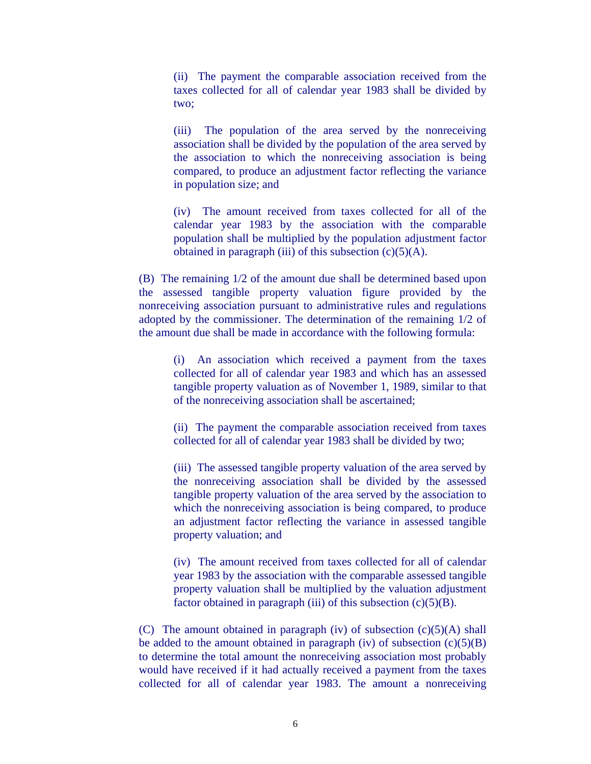(ii) The payment the comparable association received from the taxes collected for all of calendar year 1983 shall be divided by two;

(iii) The population of the area served by the nonreceiving association shall be divided by the population of the area served by the association to which the nonreceiving association is being compared, to produce an adjustment factor reflecting the variance in population size; and

(iv) The amount received from taxes collected for all of the calendar year 1983 by the association with the comparable population shall be multiplied by the population adjustment factor obtained in paragraph (iii) of this subsection (c)(5)(A).

(B) The remaining 1/2 of the amount due shall be determined based upon the assessed tangible property valuation figure provided by the nonreceiving association pursuant to administrative rules and regulations adopted by the commissioner. The determination of the remaining 1/2 of the amount due shall be made in accordance with the following formula:

(i) An association which received a payment from the taxes collected for all of calendar year 1983 and which has an assessed tangible property valuation as of November 1, 1989, similar to that of the nonreceiving association shall be ascertained;

(ii) The payment the comparable association received from taxes collected for all of calendar year 1983 shall be divided by two;

(iii) The assessed tangible property valuation of the area served by the nonreceiving association shall be divided by the assessed tangible property valuation of the area served by the association to which the nonreceiving association is being compared, to produce an adjustment factor reflecting the variance in assessed tangible property valuation; and

(iv) The amount received from taxes collected for all of calendar year 1983 by the association with the comparable assessed tangible property valuation shall be multiplied by the valuation adjustment factor obtained in paragraph (iii) of this subsection (c)(5)(B).

(C) The amount obtained in paragraph (iv) of subsection (c)(5)(A) shall be added to the amount obtained in paragraph (iv) of subsection (c)(5)(B) to determine the total amount the nonreceiving association most probably would have received if it had actually received a payment from the taxes collected for all of calendar year 1983. The amount a nonreceiving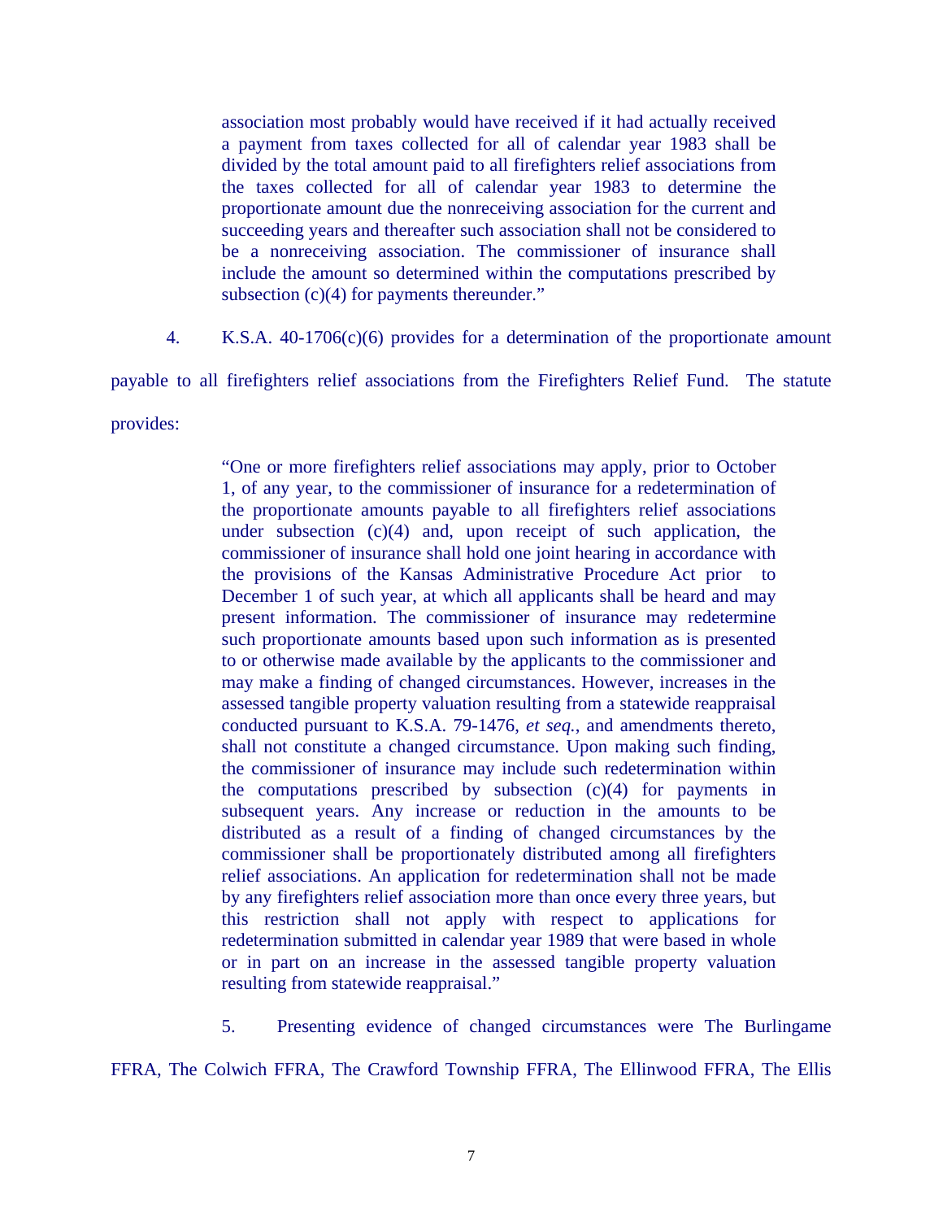> association most probably would have received if it had actually received a payment from taxes collected for all of calendar year 1983 shall be divided by the total amount paid to all firefighters relief associations from the taxes collected for all of calendar year 1983 to determine the proportionate amount due the nonreceiving association for the current and succeeding years and thereafter such association shall not be considered to be a nonreceiving association. The commissioner of insurance shall include the amount so determined within the computations prescribed by subsection (c)(4) for payments thereunder."

4. K.S.A. 40-1706(c)(6) provides for a determination of the proportionate amount payable to all firefighters relief associations from the Firefighters Relief Fund. The statute provides:

> "One or more firefighters relief associations may apply, prior to October 1, of any year, to the commissioner of insurance for a redetermination of the proportionate amounts payable to all firefighters relief associations under subsection (c)(4) and, upon receipt of such application, the commissioner of insurance shall hold one joint hearing in accordance with the provisions of the Kansas Administrative Procedure Act prior to December 1 of such year, at which all applicants shall be heard and may present information. The commissioner of insurance may redetermine such proportionate amounts based upon such information as is presented to or otherwise made available by the applicants to the commissioner and may make a finding of changed circumstances. However, increases in the assessed tangible property valuation resulting from a statewide reappraisal conducted pursuant to K.S.A. 79-1476, *et seq.*, and amendments thereto, shall not constitute a changed circumstance. Upon making such finding, the commissioner of insurance may include such redetermination within the computations prescribed by subsection (c)(4) for payments in subsequent years. Any increase or reduction in the amounts to be distributed as a result of a finding of changed circumstances by the commissioner shall be proportionately distributed among all firefighters relief associations. An application for redetermination shall not be made by any firefighters relief association more than once every three years, but this restriction shall not apply with respect to applications for redetermination submitted in calendar year 1989 that were based in whole or in part on an increase in the assessed tangible property valuation resulting from statewide reappraisal."

5. Presenting evidence of changed circumstances were The Burlingame FFRA, The Colwich FFRA, The Crawford Township FFRA, The Ellinwood FFRA, The Ellis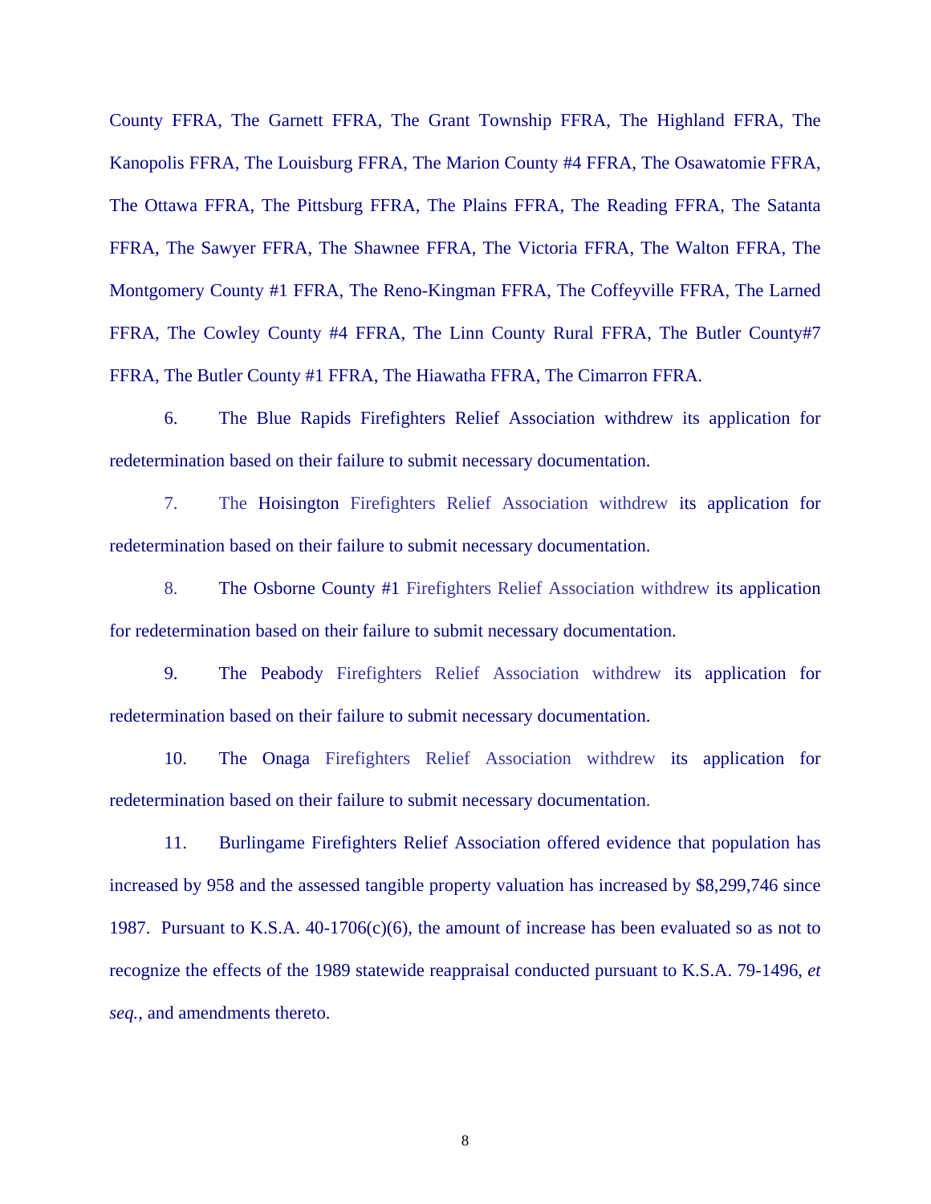County FFRA, The Garnett FFRA, The Grant Township FFRA, The Highland FFRA, The Kanopolis FFRA, The Louisburg FFRA, The Marion County #4 FFRA, The Osawatomie FFRA, The Ottawa FFRA, The Pittsburg FFRA, The Plains FFRA, The Reading FFRA, The Satanta FFRA, The Sawyer FFRA, The Shawnee FFRA, The Victoria FFRA, The Walton FFRA, The Montgomery County #1 FFRA, The Reno-Kingman FFRA, The Coffeyville FFRA, The Larned FFRA, The Cowley County #4 FFRA, The Linn County Rural FFRA, The Butler County#7 FFRA, The Butler County #1 FFRA, The Hiawatha FFRA, The Cimarron FFRA.

6. The Blue Rapids Firefighters Relief Association withdrew its application for redetermination based on their failure to submit necessary documentation.

7. The Hoisington Firefighters Relief Association withdrew its application for redetermination based on their failure to submit necessary documentation.

8. The Osborne County #1 Firefighters Relief Association withdrew its application for redetermination based on their failure to submit necessary documentation.

9. The Peabody Firefighters Relief Association withdrew its application for redetermination based on their failure to submit necessary documentation.

10. The Onaga Firefighters Relief Association withdrew its application for redetermination based on their failure to submit necessary documentation.

11. Burlingame Firefighters Relief Association offered evidence that population has increased by 958 and the assessed tangible property valuation has increased by $8,299,746 since 1987. Pursuant to K.S.A. 40-1706(c)(6), the amount of increase has been evaluated so as not to recognize the effects of the 1989 statewide reappraisal conducted pursuant to K.S.A. 79-1496, *et seq.*, and amendments thereto.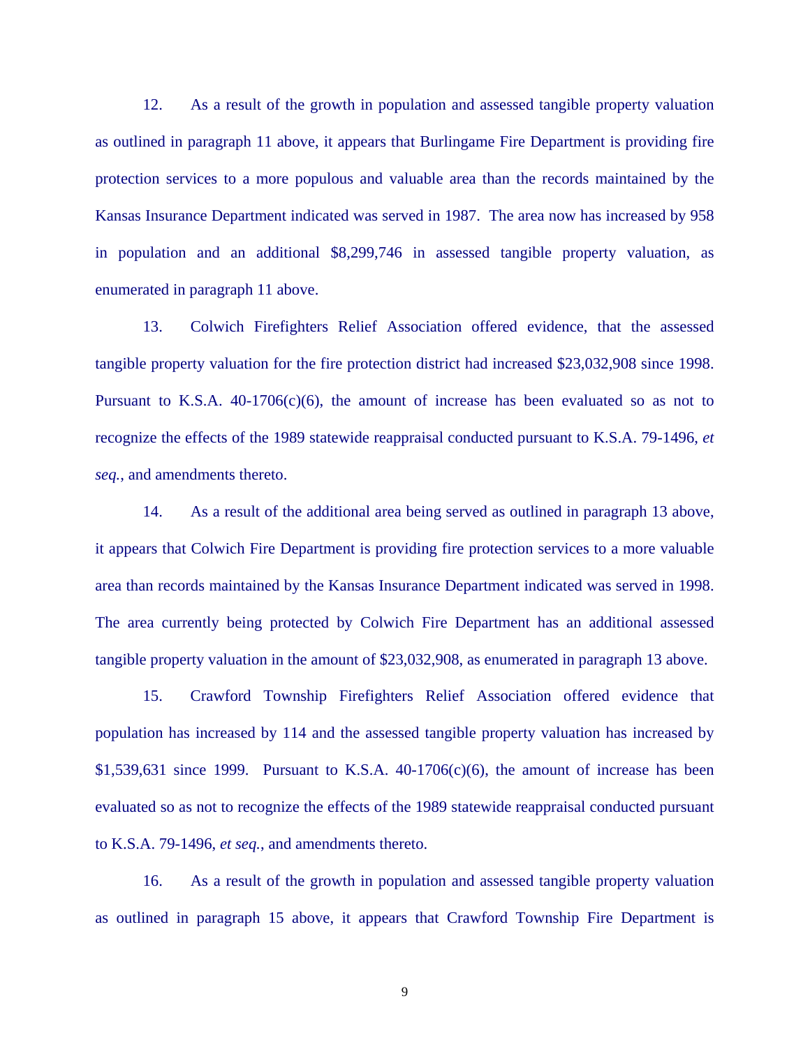12. As a result of the growth in population and assessed tangible property valuation as outlined in paragraph 11 above, it appears that Burlingame Fire Department is providing fire protection services to a more populous and valuable area than the records maintained by the Kansas Insurance Department indicated was served in 1987. The area now has increased by 958 in population and an additional $8,299,746 in assessed tangible property valuation, as enumerated in paragraph 11 above.

13. Colwich Firefighters Relief Association offered evidence, that the assessed tangible property valuation for the fire protection district had increased $23,032,908 since 1998. Pursuant to K.S.A. 40-1706(c)(6), the amount of increase has been evaluated so as not to recognize the effects of the 1989 statewide reappraisal conducted pursuant to K.S.A. 79-1496, *et seq.*, and amendments thereto.

14. As a result of the additional area being served as outlined in paragraph 13 above, it appears that Colwich Fire Department is providing fire protection services to a more valuable area than records maintained by the Kansas Insurance Department indicated was served in 1998. The area currently being protected by Colwich Fire Department has an additional assessed tangible property valuation in the amount of $23,032,908, as enumerated in paragraph 13 above.

15. Crawford Township Firefighters Relief Association offered evidence that population has increased by 114 and the assessed tangible property valuation has increased by $1,539,631 since 1999. Pursuant to K.S.A. 40-1706(c)(6), the amount of increase has been evaluated so as not to recognize the effects of the 1989 statewide reappraisal conducted pursuant to K.S.A. 79-1496, *et seq.*, and amendments thereto.

16. As a result of the growth in population and assessed tangible property valuation as outlined in paragraph 15 above, it appears that Crawford Township Fire Department is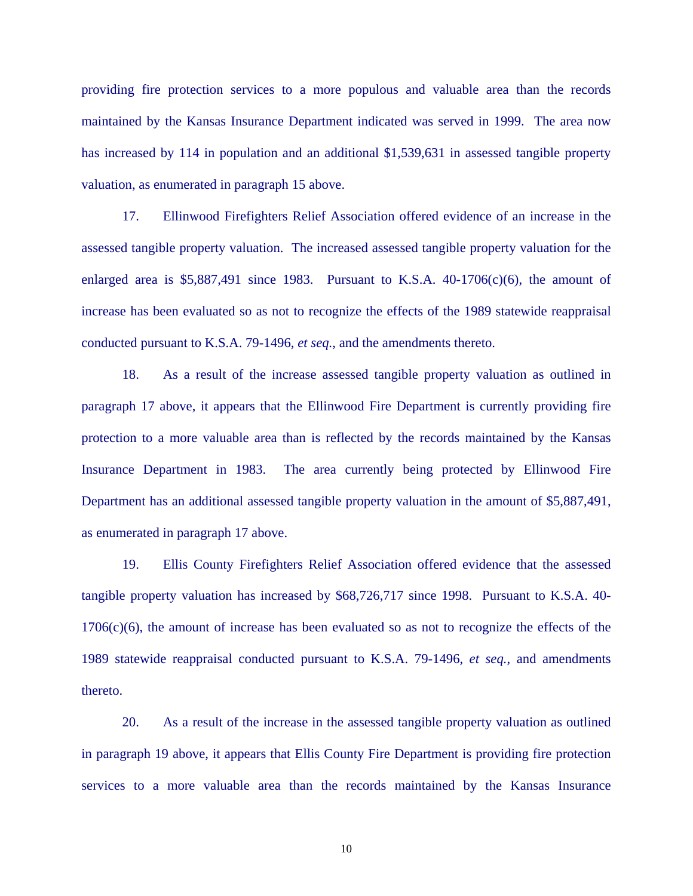providing fire protection services to a more populous and valuable area than the records maintained by the Kansas Insurance Department indicated was served in 1999. The area now has increased by 114 in population and an additional $1,539,631 in assessed tangible property valuation, as enumerated in paragraph 15 above.

17. Ellinwood Firefighters Relief Association offered evidence of an increase in the assessed tangible property valuation. The increased assessed tangible property valuation for the enlarged area is $5,887,491 since 1983. Pursuant to K.S.A. 40-1706(c)(6), the amount of increase has been evaluated so as not to recognize the effects of the 1989 statewide reappraisal conducted pursuant to K.S.A. 79-1496, *et seq.*, and the amendments thereto.

18. As a result of the increase assessed tangible property valuation as outlined in paragraph 17 above, it appears that the Ellinwood Fire Department is currently providing fire protection to a more valuable area than is reflected by the records maintained by the Kansas Insurance Department in 1983. The area currently being protected by Ellinwood Fire Department has an additional assessed tangible property valuation in the amount of $5,887,491, as enumerated in paragraph 17 above.

19. Ellis County Firefighters Relief Association offered evidence that the assessed tangible property valuation has increased by $68,726,717 since 1998. Pursuant to K.S.A. 40-1706(c)(6), the amount of increase has been evaluated so as not to recognize the effects of the 1989 statewide reappraisal conducted pursuant to K.S.A. 79-1496, *et seq.*, and amendments thereto.

20. As a result of the increase in the assessed tangible property valuation as outlined in paragraph 19 above, it appears that Ellis County Fire Department is providing fire protection services to a more valuable area than the records maintained by the Kansas Insurance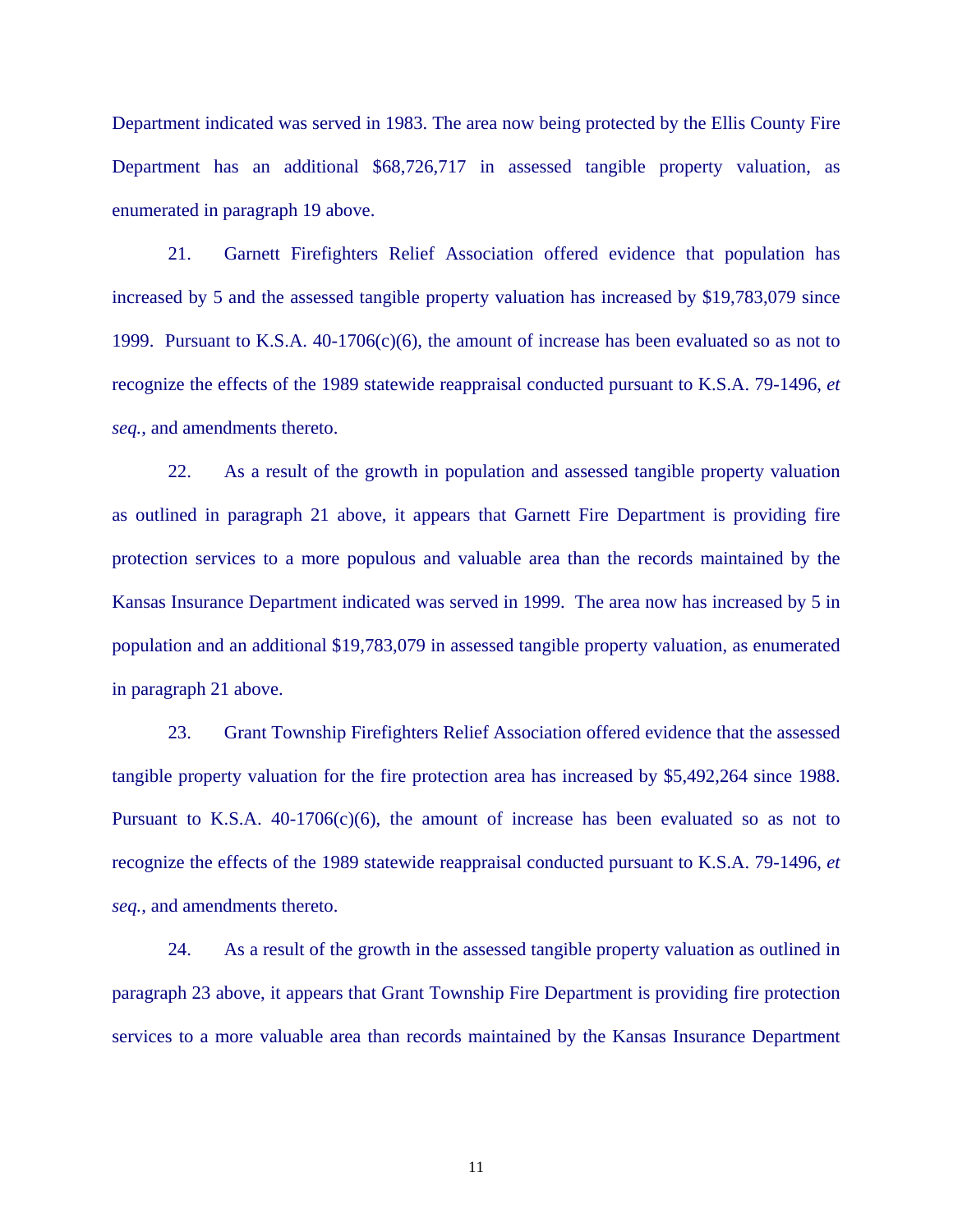Department indicated was served in 1983. The area now being protected by the Ellis County Fire Department has an additional $68,726,717 in assessed tangible property valuation, as enumerated in paragraph 19 above.

21. Garnett Firefighters Relief Association offered evidence that population has increased by 5 and the assessed tangible property valuation has increased by $19,783,079 since 1999. Pursuant to K.S.A. 40-1706(c)(6), the amount of increase has been evaluated so as not to recognize the effects of the 1989 statewide reappraisal conducted pursuant to K.S.A. 79-1496, *et seq.*, and amendments thereto.

22. As a result of the growth in population and assessed tangible property valuation as outlined in paragraph 21 above, it appears that Garnett Fire Department is providing fire protection services to a more populous and valuable area than the records maintained by the Kansas Insurance Department indicated was served in 1999. The area now has increased by 5 in population and an additional $19,783,079 in assessed tangible property valuation, as enumerated in paragraph 21 above.

23. Grant Township Firefighters Relief Association offered evidence that the assessed tangible property valuation for the fire protection area has increased by $5,492,264 since 1988. Pursuant to K.S.A. 40-1706(c)(6), the amount of increase has been evaluated so as not to recognize the effects of the 1989 statewide reappraisal conducted pursuant to K.S.A. 79-1496, *et seq.*, and amendments thereto.

24. As a result of the growth in the assessed tangible property valuation as outlined in paragraph 23 above, it appears that Grant Township Fire Department is providing fire protection services to a more valuable area than records maintained by the Kansas Insurance Department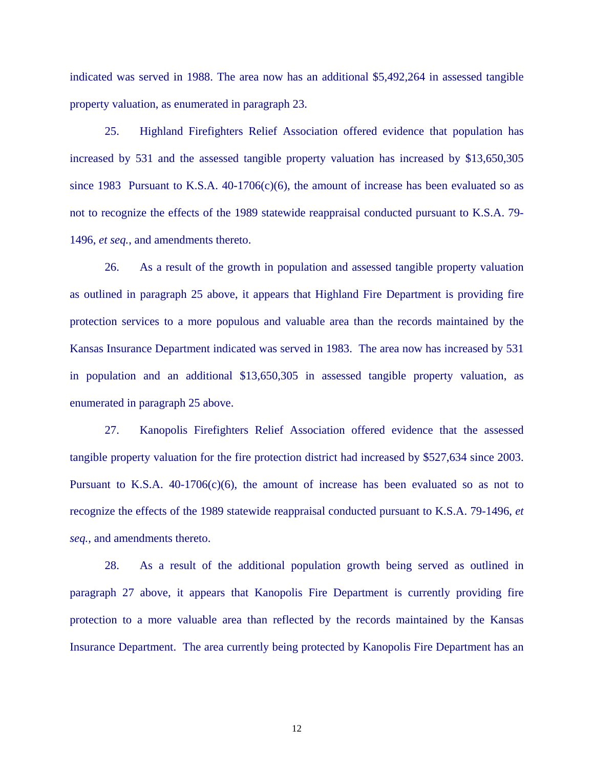indicated was served in 1988. The area now has an additional $5,492,264 in assessed tangible property valuation, as enumerated in paragraph 23.

25. Highland Firefighters Relief Association offered evidence that population has increased by 531 and the assessed tangible property valuation has increased by $13,650,305 since 1983 Pursuant to K.S.A. 40-1706(c)(6), the amount of increase has been evaluated so as not to recognize the effects of the 1989 statewide reappraisal conducted pursuant to K.S.A. 79-1496, *et seq.*, and amendments thereto.

26. As a result of the growth in population and assessed tangible property valuation as outlined in paragraph 25 above, it appears that Highland Fire Department is providing fire protection services to a more populous and valuable area than the records maintained by the Kansas Insurance Department indicated was served in 1983. The area now has increased by 531 in population and an additional $13,650,305 in assessed tangible property valuation, as enumerated in paragraph 25 above.

27. Kanopolis Firefighters Relief Association offered evidence that the assessed tangible property valuation for the fire protection district had increased by $527,634 since 2003. Pursuant to K.S.A. 40-1706(c)(6), the amount of increase has been evaluated so as not to recognize the effects of the 1989 statewide reappraisal conducted pursuant to K.S.A. 79-1496, *et seq.*, and amendments thereto.

28. As a result of the additional population growth being served as outlined in paragraph 27 above, it appears that Kanopolis Fire Department is currently providing fire protection to a more valuable area than reflected by the records maintained by the Kansas Insurance Department. The area currently being protected by Kanopolis Fire Department has an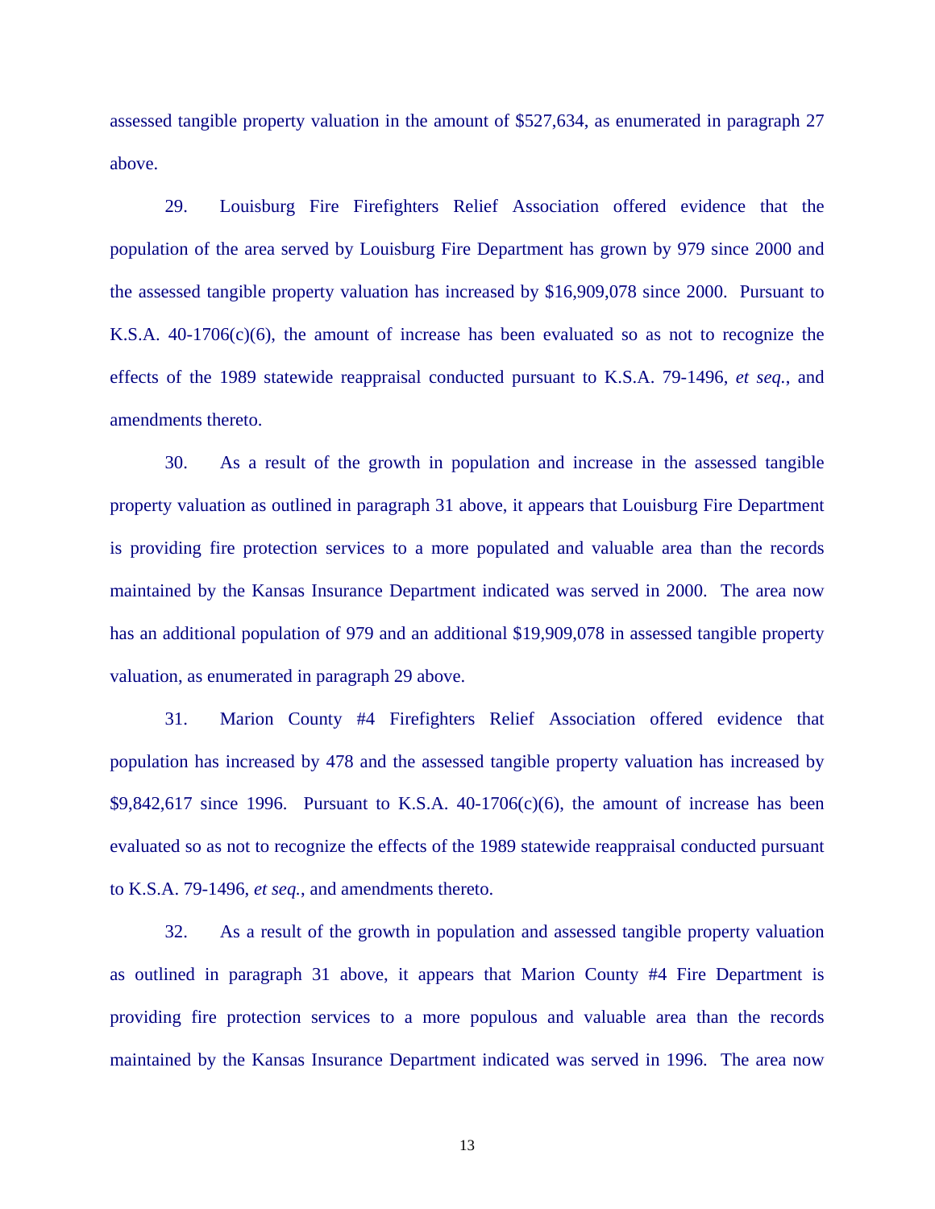assessed tangible property valuation in the amount of $527,634, as enumerated in paragraph 27 above.

29. Louisburg Fire Firefighters Relief Association offered evidence that the population of the area served by Louisburg Fire Department has grown by 979 since 2000 and the assessed tangible property valuation has increased by $16,909,078 since 2000. Pursuant to K.S.A. 40-1706(c)(6), the amount of increase has been evaluated so as not to recognize the effects of the 1989 statewide reappraisal conducted pursuant to K.S.A. 79-1496, *et seq.*, and amendments thereto.

30. As a result of the growth in population and increase in the assessed tangible property valuation as outlined in paragraph 31 above, it appears that Louisburg Fire Department is providing fire protection services to a more populated and valuable area than the records maintained by the Kansas Insurance Department indicated was served in 2000. The area now has an additional population of 979 and an additional $19,909,078 in assessed tangible property valuation, as enumerated in paragraph 29 above.

31. Marion County #4 Firefighters Relief Association offered evidence that population has increased by 478 and the assessed tangible property valuation has increased by $9,842,617 since 1996. Pursuant to K.S.A. 40-1706(c)(6), the amount of increase has been evaluated so as not to recognize the effects of the 1989 statewide reappraisal conducted pursuant to K.S.A. 79-1496, *et seq.*, and amendments thereto.

32. As a result of the growth in population and assessed tangible property valuation as outlined in paragraph 31 above, it appears that Marion County #4 Fire Department is providing fire protection services to a more populous and valuable area than the records maintained by the Kansas Insurance Department indicated was served in 1996. The area now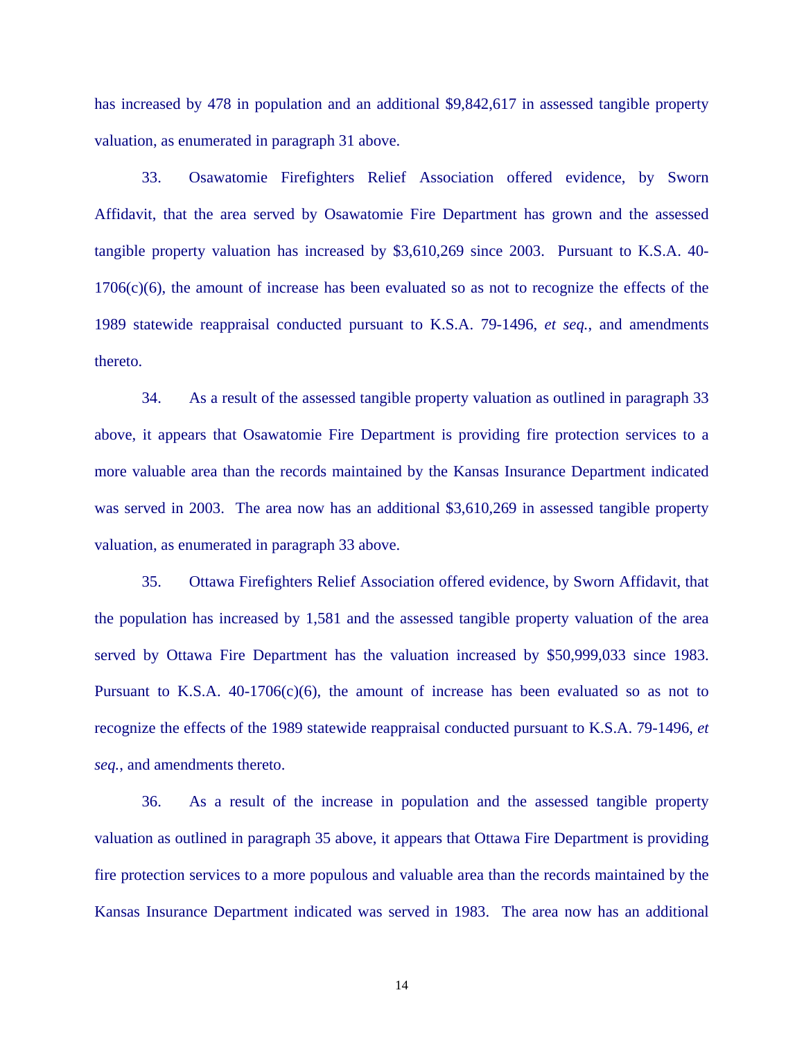has increased by 478 in population and an additional $9,842,617 in assessed tangible property valuation, as enumerated in paragraph 31 above.

33. Osawatomie Firefighters Relief Association offered evidence, by Sworn Affidavit, that the area served by Osawatomie Fire Department has grown and the assessed tangible property valuation has increased by $3,610,269 since 2003. Pursuant to K.S.A. 40-1706(c)(6), the amount of increase has been evaluated so as not to recognize the effects of the 1989 statewide reappraisal conducted pursuant to K.S.A. 79-1496, *et seq.*, and amendments thereto.

34. As a result of the assessed tangible property valuation as outlined in paragraph 33 above, it appears that Osawatomie Fire Department is providing fire protection services to a more valuable area than the records maintained by the Kansas Insurance Department indicated was served in 2003. The area now has an additional $3,610,269 in assessed tangible property valuation, as enumerated in paragraph 33 above.

35. Ottawa Firefighters Relief Association offered evidence, by Sworn Affidavit, that the population has increased by 1,581 and the assessed tangible property valuation of the area served by Ottawa Fire Department has the valuation increased by $50,999,033 since 1983. Pursuant to K.S.A. 40-1706(c)(6), the amount of increase has been evaluated so as not to recognize the effects of the 1989 statewide reappraisal conducted pursuant to K.S.A. 79-1496, *et seq.*, and amendments thereto.

36. As a result of the increase in population and the assessed tangible property valuation as outlined in paragraph 35 above, it appears that Ottawa Fire Department is providing fire protection services to a more populous and valuable area than the records maintained by the Kansas Insurance Department indicated was served in 1983. The area now has an additional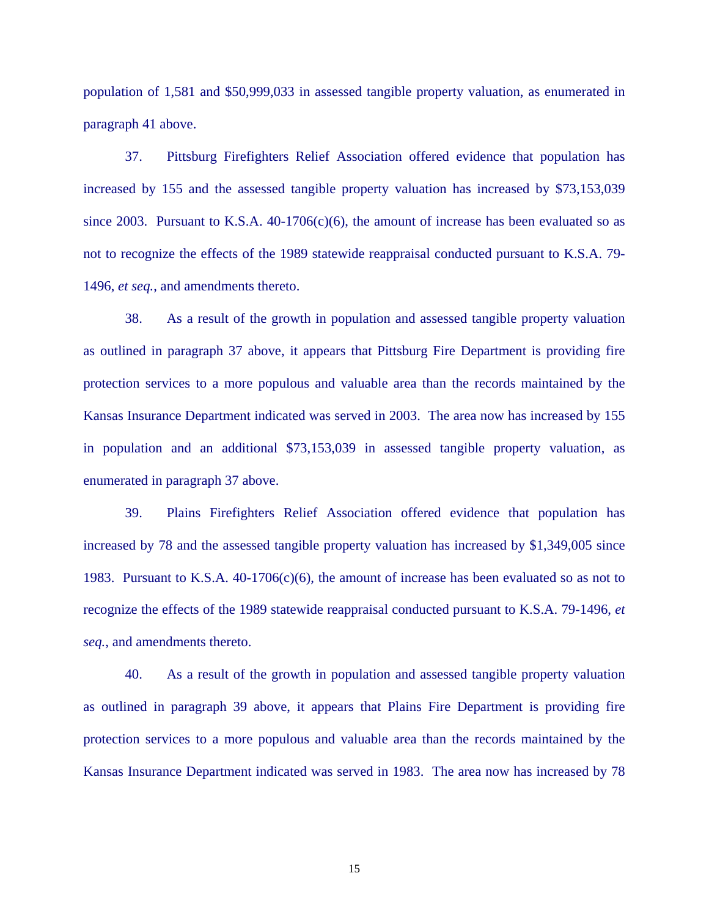population of 1,581 and $50,999,033 in assessed tangible property valuation, as enumerated in paragraph 41 above.

37. Pittsburg Firefighters Relief Association offered evidence that population has increased by 155 and the assessed tangible property valuation has increased by $73,153,039 since 2003. Pursuant to K.S.A. 40-1706(c)(6), the amount of increase has been evaluated so as not to recognize the effects of the 1989 statewide reappraisal conducted pursuant to K.S.A. 79-1496, *et seq.*, and amendments thereto.

38. As a result of the growth in population and assessed tangible property valuation as outlined in paragraph 37 above, it appears that Pittsburg Fire Department is providing fire protection services to a more populous and valuable area than the records maintained by the Kansas Insurance Department indicated was served in 2003. The area now has increased by 155 in population and an additional $73,153,039 in assessed tangible property valuation, as enumerated in paragraph 37 above.

39. Plains Firefighters Relief Association offered evidence that population has increased by 78 and the assessed tangible property valuation has increased by $1,349,005 since 1983. Pursuant to K.S.A. 40-1706(c)(6), the amount of increase has been evaluated so as not to recognize the effects of the 1989 statewide reappraisal conducted pursuant to K.S.A. 79-1496, *et seq.*, and amendments thereto.

40. As a result of the growth in population and assessed tangible property valuation as outlined in paragraph 39 above, it appears that Plains Fire Department is providing fire protection services to a more populous and valuable area than the records maintained by the Kansas Insurance Department indicated was served in 1983. The area now has increased by 78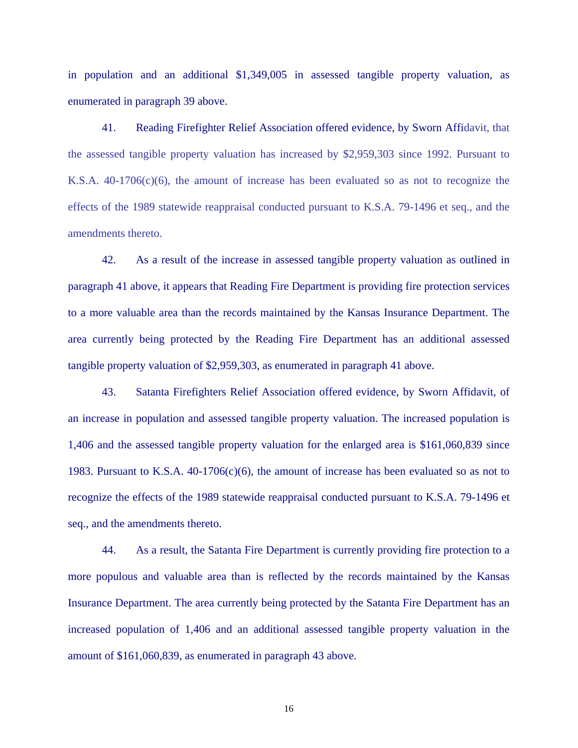in population and an additional $1,349,005 in assessed tangible property valuation, as enumerated in paragraph 39 above.

41. Reading Firefighter Relief Association offered evidence, by Sworn Affidavit, that the assessed tangible property valuation has increased by $2,959,303 since 1992. Pursuant to K.S.A. 40-1706(c)(6), the amount of increase has been evaluated so as not to recognize the effects of the 1989 statewide reappraisal conducted pursuant to K.S.A. 79-1496 et seq., and the amendments thereto.

42. As a result of the increase in assessed tangible property valuation as outlined in paragraph 41 above, it appears that Reading Fire Department is providing fire protection services to a more valuable area than the records maintained by the Kansas Insurance Department. The area currently being protected by the Reading Fire Department has an additional assessed tangible property valuation of $2,959,303, as enumerated in paragraph 41 above.

43. Satanta Firefighters Relief Association offered evidence, by Sworn Affidavit, of an increase in population and assessed tangible property valuation. The increased population is 1,406 and the assessed tangible property valuation for the enlarged area is $161,060,839 since 1983. Pursuant to K.S.A. 40-1706(c)(6), the amount of increase has been evaluated so as not to recognize the effects of the 1989 statewide reappraisal conducted pursuant to K.S.A. 79-1496 et seq., and the amendments thereto.

44. As a result, the Satanta Fire Department is currently providing fire protection to a more populous and valuable area than is reflected by the records maintained by the Kansas Insurance Department. The area currently being protected by the Satanta Fire Department has an increased population of 1,406 and an additional assessed tangible property valuation in the amount of $161,060,839, as enumerated in paragraph 43 above.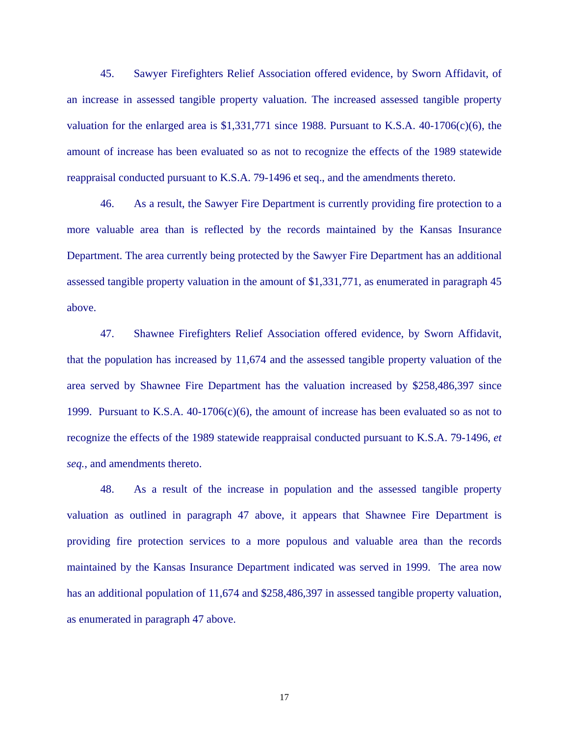45. Sawyer Firefighters Relief Association offered evidence, by Sworn Affidavit, of an increase in assessed tangible property valuation. The increased assessed tangible property valuation for the enlarged area is $1,331,771 since 1988. Pursuant to K.S.A. 40-1706(c)(6), the amount of increase has been evaluated so as not to recognize the effects of the 1989 statewide reappraisal conducted pursuant to K.S.A. 79-1496 et seq., and the amendments thereto.

46. As a result, the Sawyer Fire Department is currently providing fire protection to a more valuable area than is reflected by the records maintained by the Kansas Insurance Department. The area currently being protected by the Sawyer Fire Department has an additional assessed tangible property valuation in the amount of $1,331,771, as enumerated in paragraph 45 above.

47. Shawnee Firefighters Relief Association offered evidence, by Sworn Affidavit, that the population has increased by 11,674 and the assessed tangible property valuation of the area served by Shawnee Fire Department has the valuation increased by $258,486,397 since 1999. Pursuant to K.S.A. 40-1706(c)(6), the amount of increase has been evaluated so as not to recognize the effects of the 1989 statewide reappraisal conducted pursuant to K.S.A. 79-1496, *et seq.*, and amendments thereto.

48. As a result of the increase in population and the assessed tangible property valuation as outlined in paragraph 47 above, it appears that Shawnee Fire Department is providing fire protection services to a more populous and valuable area than the records maintained by the Kansas Insurance Department indicated was served in 1999. The area now has an additional population of 11,674 and $258,486,397 in assessed tangible property valuation, as enumerated in paragraph 47 above.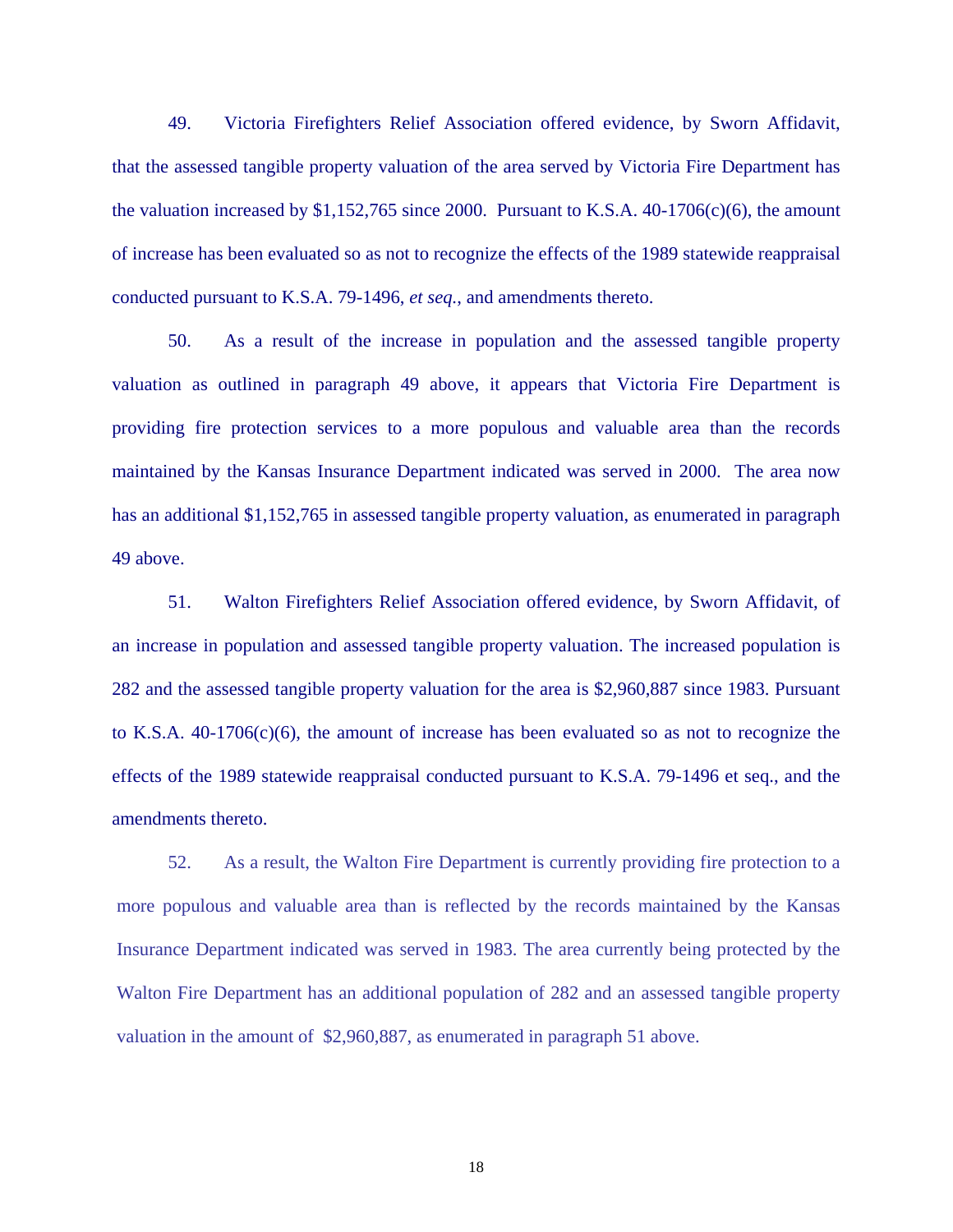49. Victoria Firefighters Relief Association offered evidence, by Sworn Affidavit, that the assessed tangible property valuation of the area served by Victoria Fire Department has the valuation increased by $1,152,765 since 2000. Pursuant to K.S.A. 40-1706(c)(6), the amount of increase has been evaluated so as not to recognize the effects of the 1989 statewide reappraisal conducted pursuant to K.S.A. 79-1496, *et seq.*, and amendments thereto.

50. As a result of the increase in population and the assessed tangible property valuation as outlined in paragraph 49 above, it appears that Victoria Fire Department is providing fire protection services to a more populous and valuable area than the records maintained by the Kansas Insurance Department indicated was served in 2000. The area now has an additional $1,152,765 in assessed tangible property valuation, as enumerated in paragraph 49 above.

51. Walton Firefighters Relief Association offered evidence, by Sworn Affidavit, of an increase in population and assessed tangible property valuation. The increased population is 282 and the assessed tangible property valuation for the area is $2,960,887 since 1983. Pursuant to K.S.A. 40-1706(c)(6), the amount of increase has been evaluated so as not to recognize the effects of the 1989 statewide reappraisal conducted pursuant to K.S.A. 79-1496 et seq., and the amendments thereto.

52. As a result, the Walton Fire Department is currently providing fire protection to a more populous and valuable area than is reflected by the records maintained by the Kansas Insurance Department indicated was served in 1983. The area currently being protected by the Walton Fire Department has an additional population of 282 and an assessed tangible property valuation in the amount of $2,960,887, as enumerated in paragraph 51 above.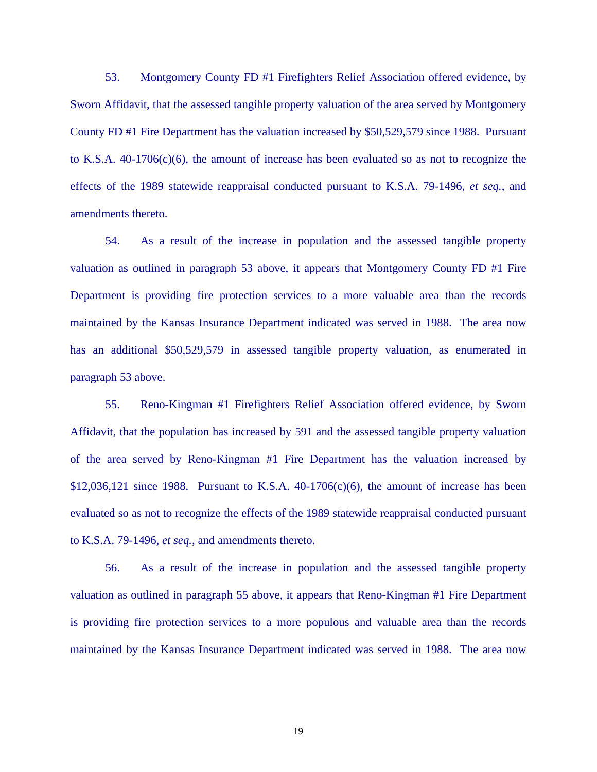53. Montgomery County FD #1 Firefighters Relief Association offered evidence, by Sworn Affidavit, that the assessed tangible property valuation of the area served by Montgomery County FD #1 Fire Department has the valuation increased by $50,529,579 since 1988. Pursuant to K.S.A. 40-1706(c)(6), the amount of increase has been evaluated so as not to recognize the effects of the 1989 statewide reappraisal conducted pursuant to K.S.A. 79-1496, *et seq.*, and amendments thereto.

54. As a result of the increase in population and the assessed tangible property valuation as outlined in paragraph 53 above, it appears that Montgomery County FD #1 Fire Department is providing fire protection services to a more valuable area than the records maintained by the Kansas Insurance Department indicated was served in 1988. The area now has an additional $50,529,579 in assessed tangible property valuation, as enumerated in paragraph 53 above.

55. Reno-Kingman #1 Firefighters Relief Association offered evidence, by Sworn Affidavit, that the population has increased by 591 and the assessed tangible property valuation of the area served by Reno-Kingman #1 Fire Department has the valuation increased by $12,036,121 since 1988. Pursuant to K.S.A. 40-1706(c)(6), the amount of increase has been evaluated so as not to recognize the effects of the 1989 statewide reappraisal conducted pursuant to K.S.A. 79-1496, *et seq.*, and amendments thereto.

56. As a result of the increase in population and the assessed tangible property valuation as outlined in paragraph 55 above, it appears that Reno-Kingman #1 Fire Department is providing fire protection services to a more populous and valuable area than the records maintained by the Kansas Insurance Department indicated was served in 1988. The area now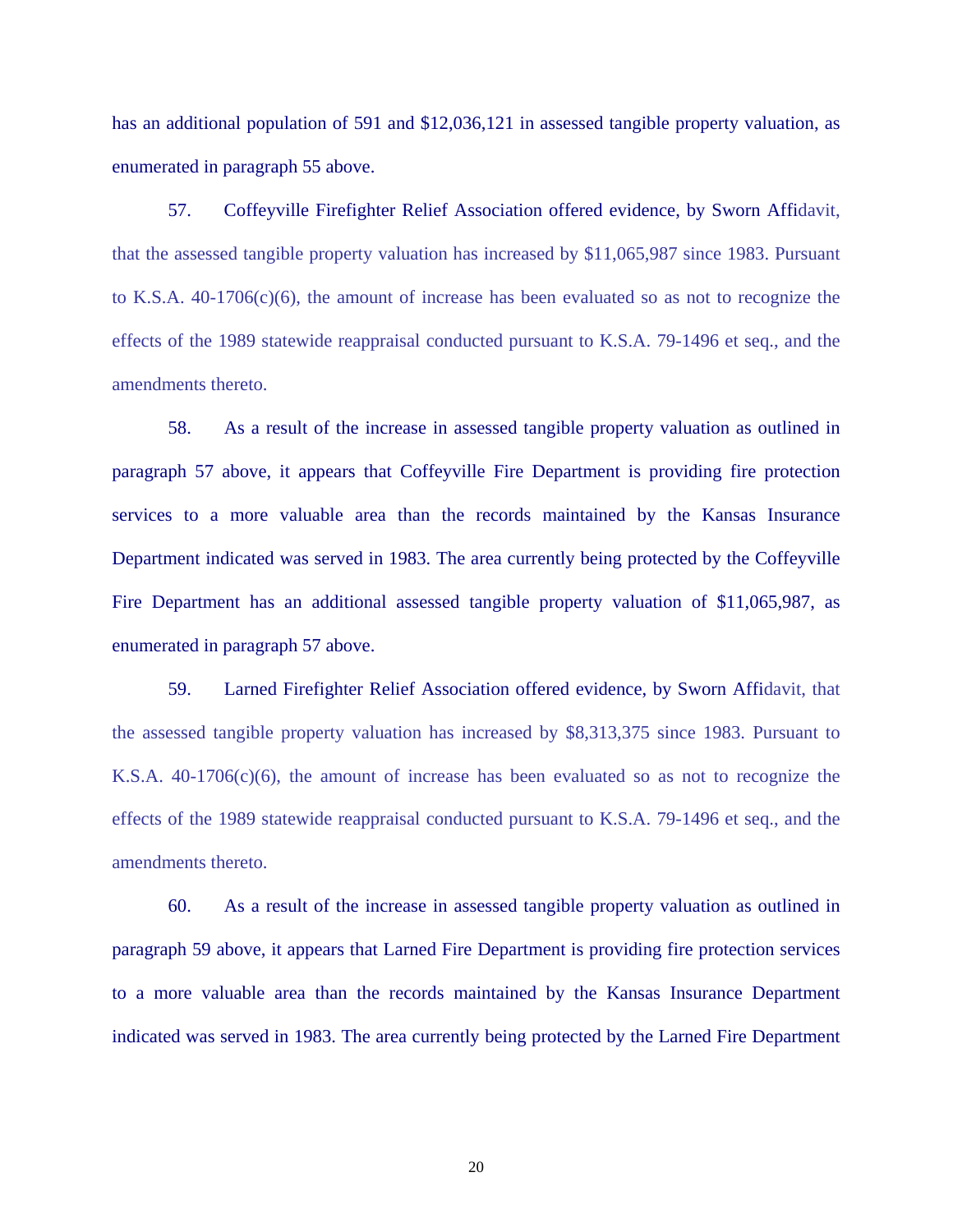has an additional population of 591 and $12,036,121 in assessed tangible property valuation, as enumerated in paragraph 55 above.

57. Coffeyville Firefighter Relief Association offered evidence, by Sworn Affidavit, that the assessed tangible property valuation has increased by $11,065,987 since 1983. Pursuant to K.S.A. 40-1706(c)(6), the amount of increase has been evaluated so as not to recognize the effects of the 1989 statewide reappraisal conducted pursuant to K.S.A. 79-1496 et seq., and the amendments thereto.

58. As a result of the increase in assessed tangible property valuation as outlined in paragraph 57 above, it appears that Coffeyville Fire Department is providing fire protection services to a more valuable area than the records maintained by the Kansas Insurance Department indicated was served in 1983. The area currently being protected by the Coffeyville Fire Department has an additional assessed tangible property valuation of $11,065,987, as enumerated in paragraph 57 above.

59. Larned Firefighter Relief Association offered evidence, by Sworn Affidavit, that the assessed tangible property valuation has increased by $8,313,375 since 1983. Pursuant to K.S.A. 40-1706(c)(6), the amount of increase has been evaluated so as not to recognize the effects of the 1989 statewide reappraisal conducted pursuant to K.S.A. 79-1496 et seq., and the amendments thereto.

60. As a result of the increase in assessed tangible property valuation as outlined in paragraph 59 above, it appears that Larned Fire Department is providing fire protection services to a more valuable area than the records maintained by the Kansas Insurance Department indicated was served in 1983. The area currently being protected by the Larned Fire Department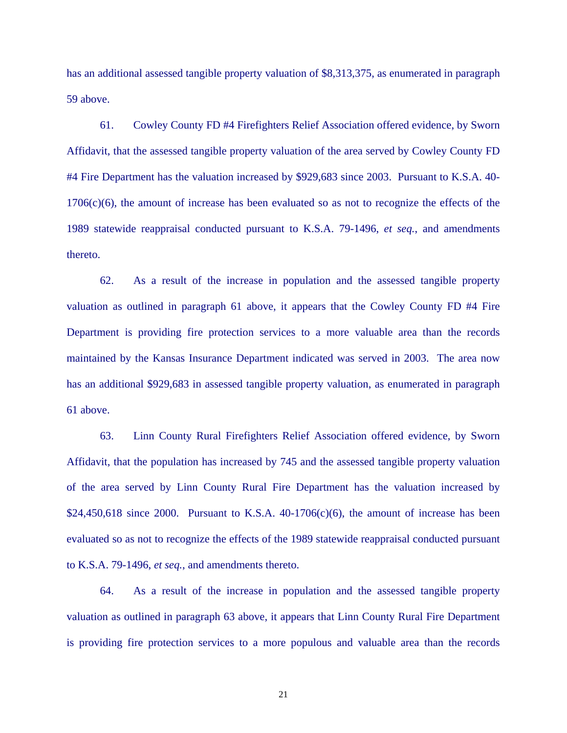has an additional assessed tangible property valuation of $8,313,375, as enumerated in paragraph 59 above.

61. Cowley County FD #4 Firefighters Relief Association offered evidence, by Sworn Affidavit, that the assessed tangible property valuation of the area served by Cowley County FD #4 Fire Department has the valuation increased by $929,683 since 2003. Pursuant to K.S.A. 40-1706(c)(6), the amount of increase has been evaluated so as not to recognize the effects of the 1989 statewide reappraisal conducted pursuant to K.S.A. 79-1496, *et seq.*, and amendments thereto.

62. As a result of the increase in population and the assessed tangible property valuation as outlined in paragraph 61 above, it appears that the Cowley County FD #4 Fire Department is providing fire protection services to a more valuable area than the records maintained by the Kansas Insurance Department indicated was served in 2003. The area now has an additional $929,683 in assessed tangible property valuation, as enumerated in paragraph 61 above.

63. Linn County Rural Firefighters Relief Association offered evidence, by Sworn Affidavit, that the population has increased by 745 and the assessed tangible property valuation of the area served by Linn County Rural Fire Department has the valuation increased by $24,450,618 since 2000. Pursuant to K.S.A. 40-1706(c)(6), the amount of increase has been evaluated so as not to recognize the effects of the 1989 statewide reappraisal conducted pursuant to K.S.A. 79-1496, *et seq.*, and amendments thereto.

64. As a result of the increase in population and the assessed tangible property valuation as outlined in paragraph 63 above, it appears that Linn County Rural Fire Department is providing fire protection services to a more populous and valuable area than the records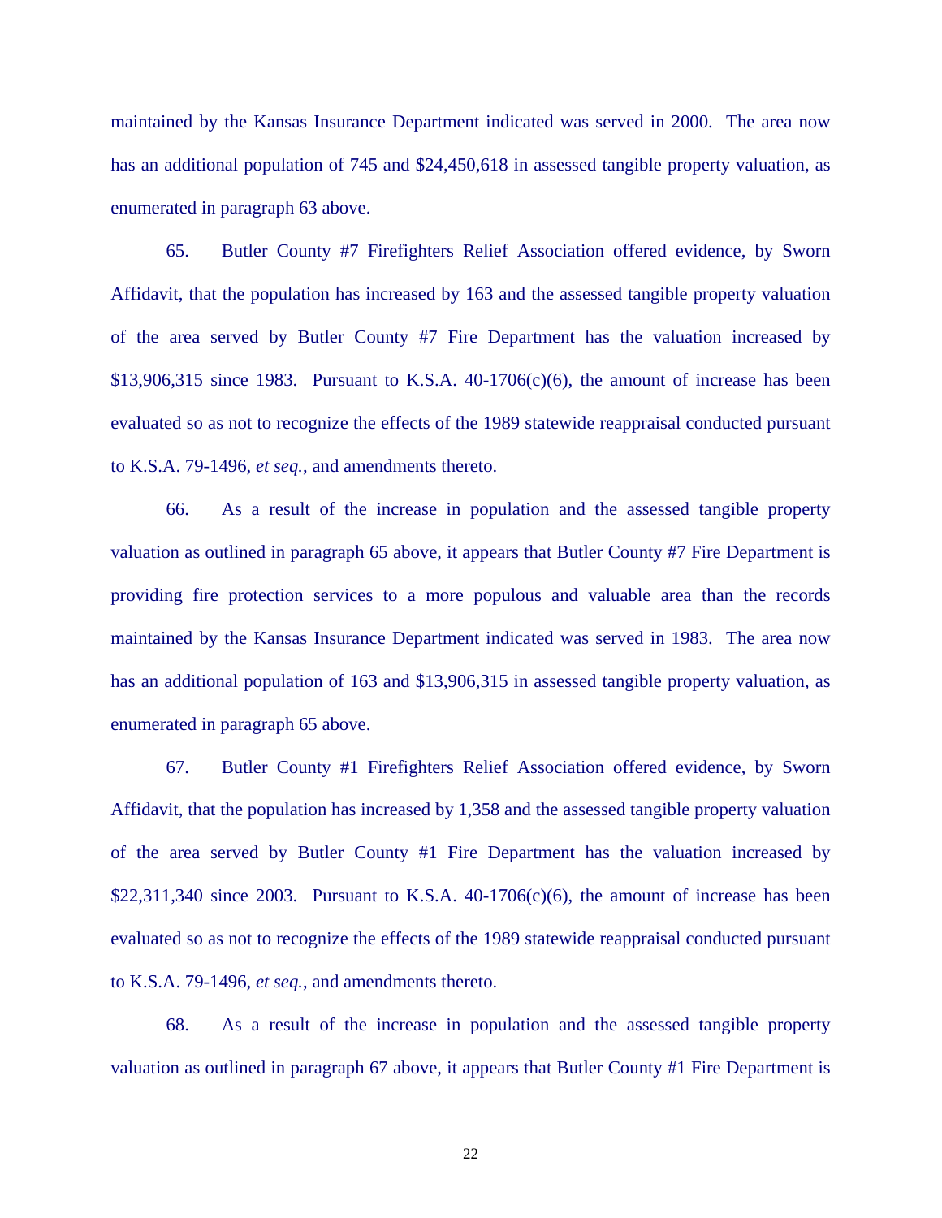maintained by the Kansas Insurance Department indicated was served in 2000. The area now has an additional population of 745 and $24,450,618 in assessed tangible property valuation, as enumerated in paragraph 63 above.

65. Butler County #7 Firefighters Relief Association offered evidence, by Sworn Affidavit, that the population has increased by 163 and the assessed tangible property valuation of the area served by Butler County #7 Fire Department has the valuation increased by $13,906,315 since 1983. Pursuant to K.S.A. 40-1706(c)(6), the amount of increase has been evaluated so as not to recognize the effects of the 1989 statewide reappraisal conducted pursuant to K.S.A. 79-1496, *et seq.*, and amendments thereto.

66. As a result of the increase in population and the assessed tangible property valuation as outlined in paragraph 65 above, it appears that Butler County #7 Fire Department is providing fire protection services to a more populous and valuable area than the records maintained by the Kansas Insurance Department indicated was served in 1983. The area now has an additional population of 163 and $13,906,315 in assessed tangible property valuation, as enumerated in paragraph 65 above.

67. Butler County #1 Firefighters Relief Association offered evidence, by Sworn Affidavit, that the population has increased by 1,358 and the assessed tangible property valuation of the area served by Butler County #1 Fire Department has the valuation increased by $22,311,340 since 2003. Pursuant to K.S.A. 40-1706(c)(6), the amount of increase has been evaluated so as not to recognize the effects of the 1989 statewide reappraisal conducted pursuant to K.S.A. 79-1496, *et seq.*, and amendments thereto.

68. As a result of the increase in population and the assessed tangible property valuation as outlined in paragraph 67 above, it appears that Butler County #1 Fire Department is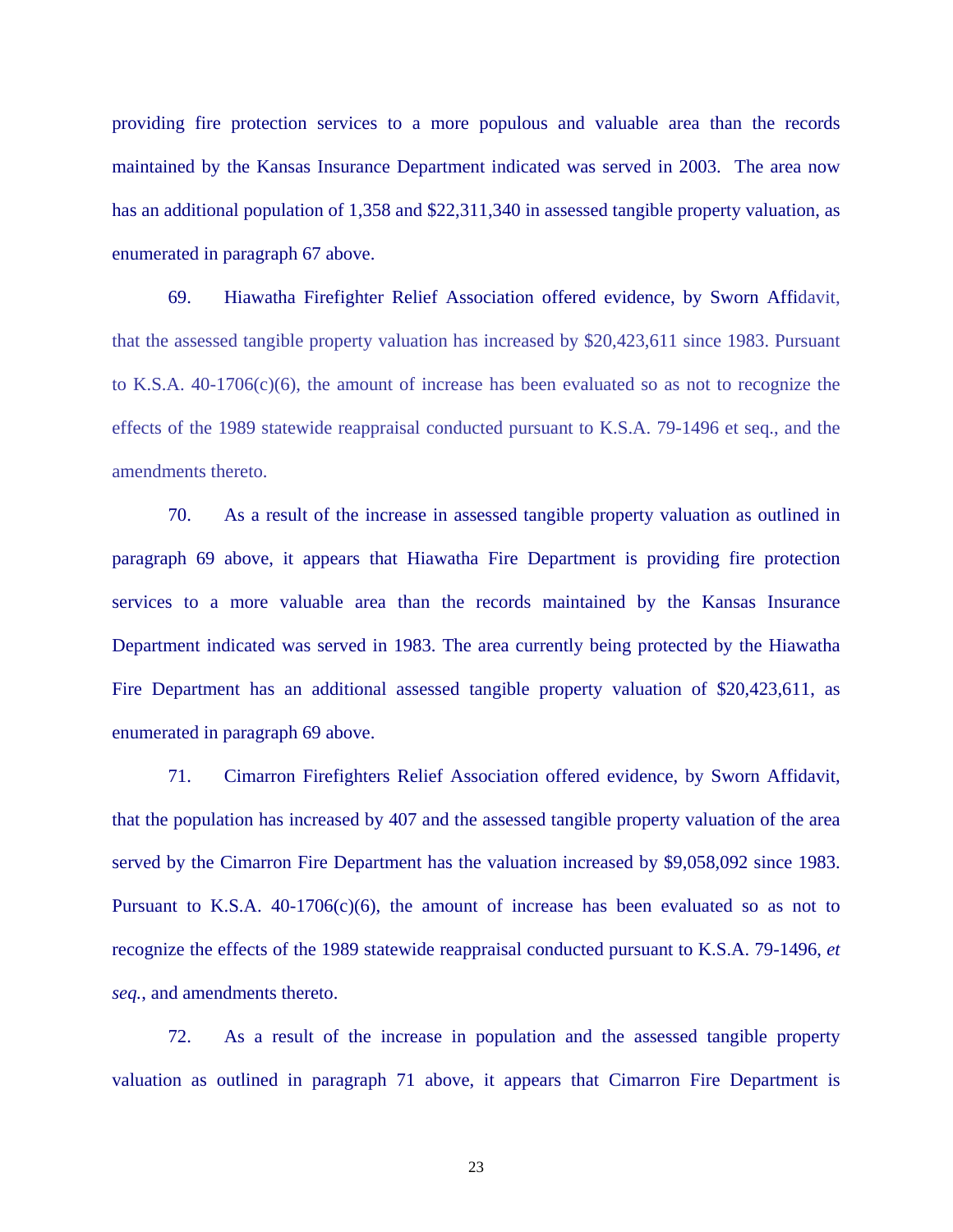providing fire protection services to a more populous and valuable area than the records maintained by the Kansas Insurance Department indicated was served in 2003. The area now has an additional population of 1,358 and $22,311,340 in assessed tangible property valuation, as enumerated in paragraph 67 above.

69. Hiawatha Firefighter Relief Association offered evidence, by Sworn Affidavit, that the assessed tangible property valuation has increased by $20,423,611 since 1983. Pursuant to K.S.A. 40-1706(c)(6), the amount of increase has been evaluated so as not to recognize the effects of the 1989 statewide reappraisal conducted pursuant to K.S.A. 79-1496 et seq., and the amendments thereto.

70. As a result of the increase in assessed tangible property valuation as outlined in paragraph 69 above, it appears that Hiawatha Fire Department is providing fire protection services to a more valuable area than the records maintained by the Kansas Insurance Department indicated was served in 1983. The area currently being protected by the Hiawatha Fire Department has an additional assessed tangible property valuation of $20,423,611, as enumerated in paragraph 69 above.

71. Cimarron Firefighters Relief Association offered evidence, by Sworn Affidavit, that the population has increased by 407 and the assessed tangible property valuation of the area served by the Cimarron Fire Department has the valuation increased by $9,058,092 since 1983. Pursuant to K.S.A. 40-1706(c)(6), the amount of increase has been evaluated so as not to recognize the effects of the 1989 statewide reappraisal conducted pursuant to K.S.A. 79-1496, *et seq.*, and amendments thereto.

72. As a result of the increase in population and the assessed tangible property valuation as outlined in paragraph 71 above, it appears that Cimarron Fire Department is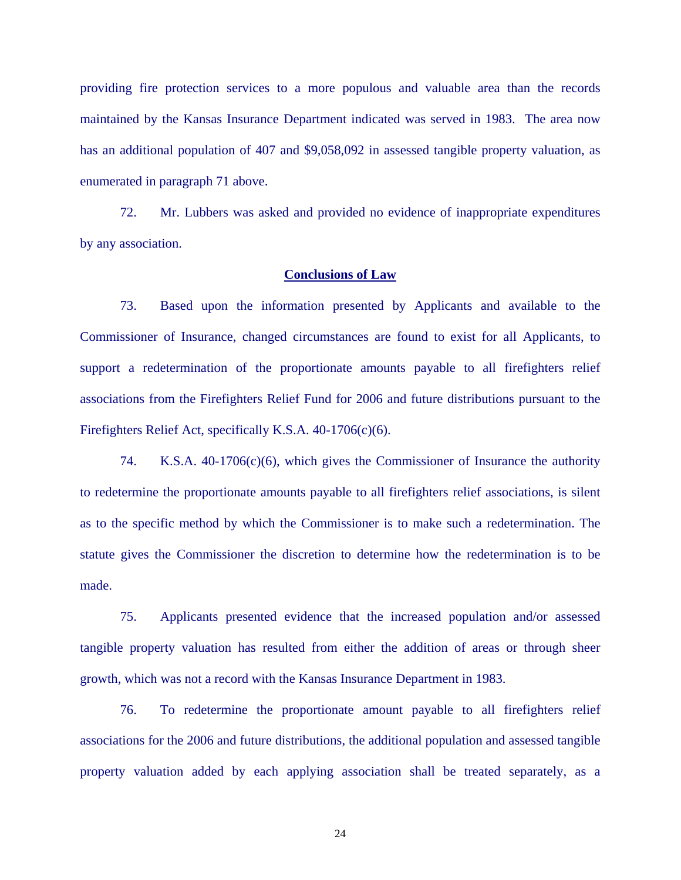providing fire protection services to a more populous and valuable area than the records maintained by the Kansas Insurance Department indicated was served in 1983. The area now has an additional population of 407 and $9,058,092 in assessed tangible property valuation, as enumerated in paragraph 71 above.

72. Mr. Lubbers was asked and provided no evidence of inappropriate expenditures by any association.

## Conclusions of Law

73. Based upon the information presented by Applicants and available to the Commissioner of Insurance, changed circumstances are found to exist for all Applicants, to support a redetermination of the proportionate amounts payable to all firefighters relief associations from the Firefighters Relief Fund for 2006 and future distributions pursuant to the Firefighters Relief Act, specifically K.S.A. 40-1706(c)(6).

74. K.S.A. 40-1706(c)(6), which gives the Commissioner of Insurance the authority to redetermine the proportionate amounts payable to all firefighters relief associations, is silent as to the specific method by which the Commissioner is to make such a redetermination. The statute gives the Commissioner the discretion to determine how the redetermination is to be made.

75. Applicants presented evidence that the increased population and/or assessed tangible property valuation has resulted from either the addition of areas or through sheer growth, which was not a record with the Kansas Insurance Department in 1983.

76. To redetermine the proportionate amount payable to all firefighters relief associations for the 2006 and future distributions, the additional population and assessed tangible property valuation added by each applying association shall be treated separately, as a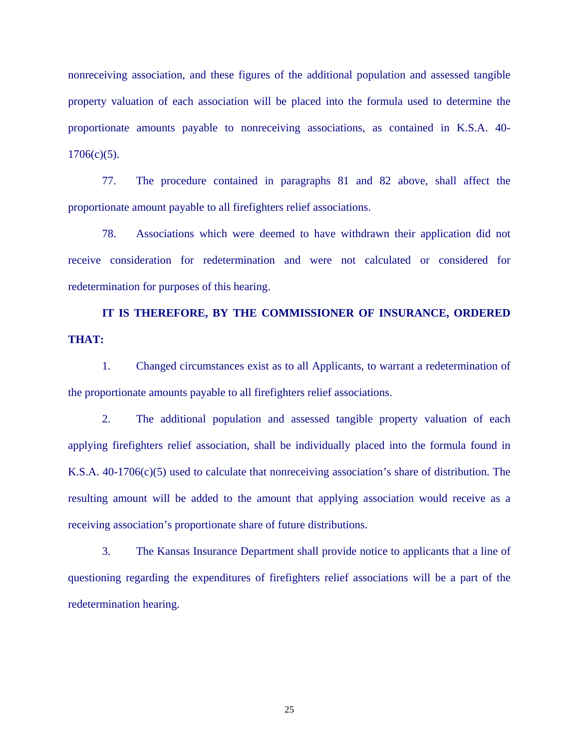nonreceiving association, and these figures of the additional population and assessed tangible property valuation of each association will be placed into the formula used to determine the proportionate amounts payable to nonreceiving associations, as contained in K.S.A. 40-1706(c)(5).

77. The procedure contained in paragraphs 81 and 82 above, shall affect the proportionate amount payable to all firefighters relief associations.

78. Associations which were deemed to have withdrawn their application did not receive consideration for redetermination and were not calculated or considered for redetermination for purposes of this hearing.

**IT IS THEREFORE, BY THE COMMISSIONER OF INSURANCE, ORDERED THAT:**

1. Changed circumstances exist as to all Applicants, to warrant a redetermination of the proportionate amounts payable to all firefighters relief associations.

2. The additional population and assessed tangible property valuation of each applying firefighters relief association, shall be individually placed into the formula found in K.S.A. 40-1706(c)(5) used to calculate that nonreceiving association's share of distribution. The resulting amount will be added to the amount that applying association would receive as a receiving association's proportionate share of future distributions.

3. The Kansas Insurance Department shall provide notice to applicants that a line of questioning regarding the expenditures of firefighters relief associations will be a part of the redetermination hearing.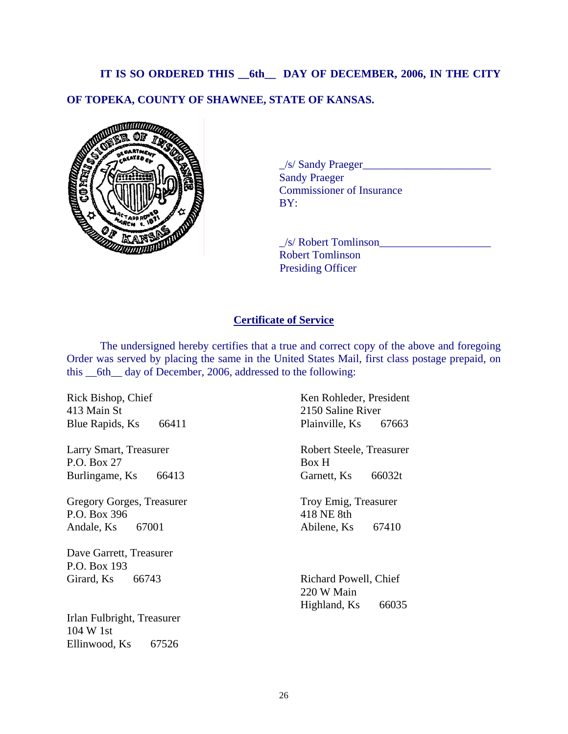**IT IS SO ORDERED THIS __6th__ DAY OF DECEMBER, 2006, IN THE CITY OF TOPEKA, COUNTY OF SHAWNEE, STATE OF KANSAS.**

_/s/ Sandy Praeger_______________________
Sandy Praeger
Commissioner of Insurance
BY:

_/s/ Robert Tomlinson____________________
Robert Tomlinson
Presiding Officer

## Certificate of Service

The undersigned hereby certifies that a true and correct copy of the above and foregoing Order was served by placing the same in the United States Mail, first class postage prepaid, on this __6th__ day of December, 2006, addressed to the following:

Rick Bishop, Chief
413 Main St
Blue Rapids, Ks 66411

Ken Rohleder, President
2150 Saline River
Plainville, Ks 67663

Larry Smart, Treasurer
P.O. Box 27
Burlingame, Ks 66413

Robert Steele, Treasurer
Box H
Garnett, Ks 66032t

Gregory Gorges, Treasurer
P.O. Box 396
Andale, Ks 67001

Troy Emig, Treasurer
418 NE 8th
Abilene, Ks 67410

Dave Garrett, Treasurer
P.O. Box 193
Girard, Ks 66743

Richard Powell, Chief
220 W Main
Highland, Ks 66035

Irlan Fulbright, Treasurer
104 W 1st
Ellinwood, Ks 67526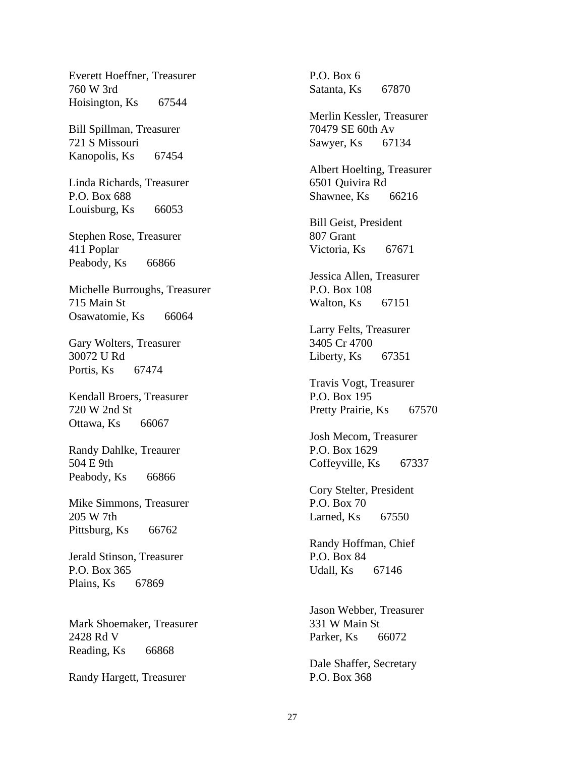Everett Hoeffner, Treasurer
760 W 3rd
Hoisington, Ks 67544

Bill Spillman, Treasurer
721 S Missouri
Kanopolis, Ks 67454

Linda Richards, Treasurer
P.O. Box 688
Louisburg, Ks 66053

Stephen Rose, Treasurer
411 Poplar
Peabody, Ks 66866

Michelle Burroughs, Treasurer
715 Main St
Osawatomie, Ks 66064

Gary Wolters, Treasurer
30072 U Rd
Portis, Ks 67474

Kendall Broers, Treasurer
720 W 2nd St
Ottawa, Ks 66067

Randy Dahlke, Treaurer
504 E 9th
Peabody, Ks 66866

Mike Simmons, Treasurer
205 W 7th
Pittsburg, Ks 66762

Jerald Stinson, Treasurer
P.O. Box 365
Plains, Ks 67869

Mark Shoemaker, Treasurer
2428 Rd V
Reading, Ks 66868

Randy Hargett, Treasurer
P.O. Box 6
Satanta, Ks 67870

Merlin Kessler, Treasurer
70479 SE 60th Av
Sawyer, Ks 67134

Albert Hoelting, Treasurer
6501 Quivira Rd
Shawnee, Ks 66216

Bill Geist, President
807 Grant
Victoria, Ks 67671

Jessica Allen, Treasurer
P.O. Box 108
Walton, Ks 67151

Larry Felts, Treasurer
3405 Cr 4700
Liberty, Ks 67351

Travis Vogt, Treasurer
P.O. Box 195
Pretty Prairie, Ks 67570

Josh Mecom, Treasurer
P.O. Box 1629
Coffeyville, Ks 67337

Cory Stelter, President
P.O. Box 70
Larned, Ks 67550

Randy Hoffman, Chief
P.O. Box 84
Udall, Ks 67146

Jason Webber, Treasurer
331 W Main St
Parker, Ks 66072

Dale Shaffer, Secretary
P.O. Box 368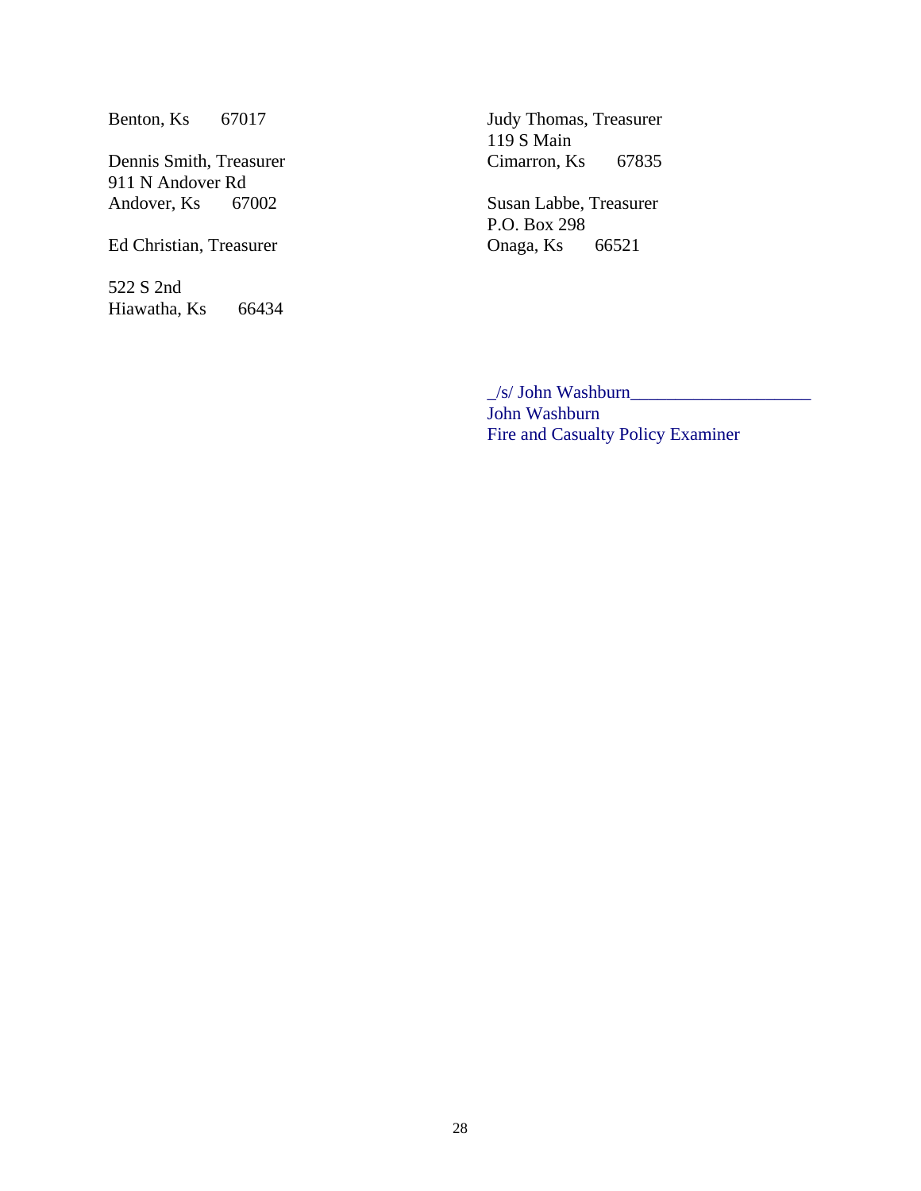Benton, Ks     67017

Dennis Smith, Treasurer
911 N Andover Rd
Andover, Ks     67002

Ed Christian, Treasurer

522 S 2nd
Hiawatha, Ks     66434

Judy Thomas, Treasurer
119 S Main
Cimarron, Ks     67835

Susan Labbe, Treasurer
P.O. Box 298
Onaga, Ks     66521

_/s/ John Washburn____________________
John Washburn
Fire and Casualty Policy Examiner